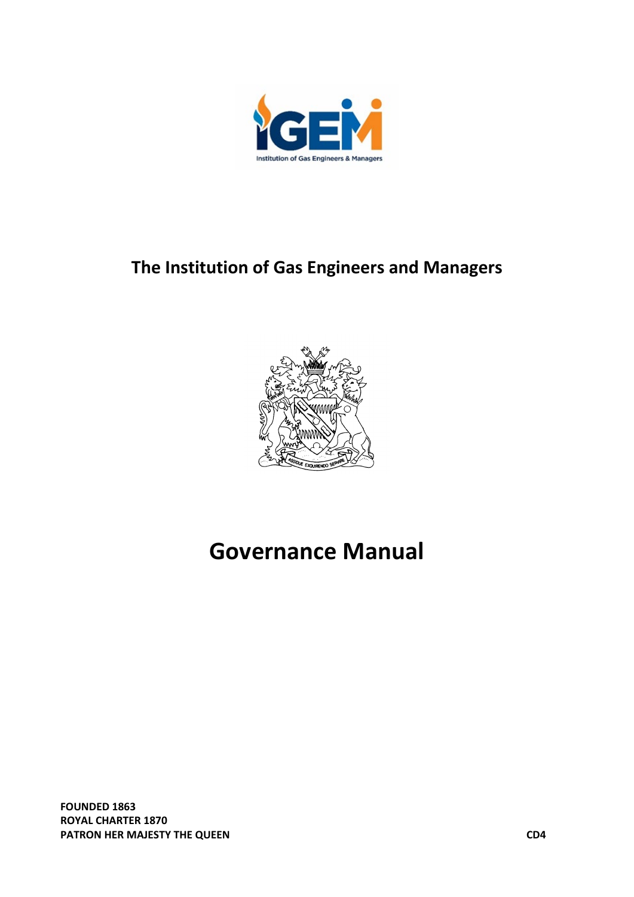# The Institution of Gas Engineers and Managers

# Governance Manual

**FOUNDED 1863**
**ROYAL CHARTER 1870**
**PATRON HER MAJESTY THE QUEEN**

**CD4**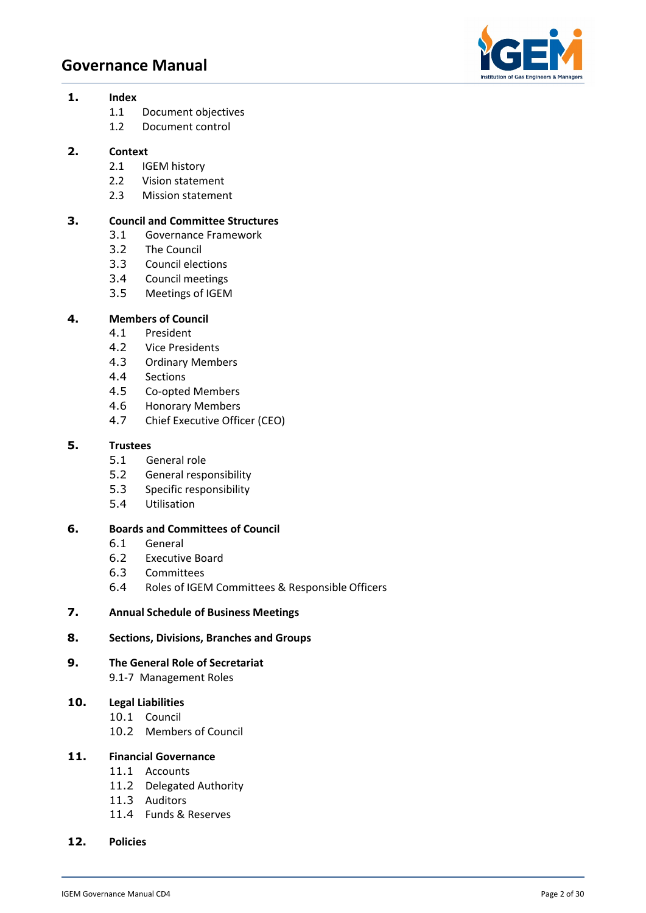# Governance Manual

**1. Index**

1.1 Document objectives
1.2 Document control

**2. Context**

2.1 IGEM history
2.2 Vision statement
2.3 Mission statement

**3. Council and Committee Structures**

3.1 Governance Framework
3.2 The Council
3.3 Council elections
3.4 Council meetings
3.5 Meetings of IGEM

**4. Members of Council**

4.1 President
4.2 Vice Presidents
4.3 Ordinary Members
4.4 Sections
4.5 Co-opted Members
4.6 Honorary Members
4.7 Chief Executive Officer (CEO)

**5. Trustees**

5.1 General role
5.2 General responsibility
5.3 Specific responsibility
5.4 Utilisation

**6. Boards and Committees of Council**

6.1 General
6.2 Executive Board
6.3 Committees
6.4 Roles of IGEM Committees & Responsible Officers

**7. Annual Schedule of Business Meetings**

**8. Sections, Divisions, Branches and Groups**

**9. The General Role of Secretariat**

9.1-7 Management Roles

**10. Legal Liabilities**

10.1 Council
10.2 Members of Council

**11. Financial Governance**

11.1 Accounts
11.2 Delegated Authority
11.3 Auditors
11.4 Funds & Reserves

**12. Policies**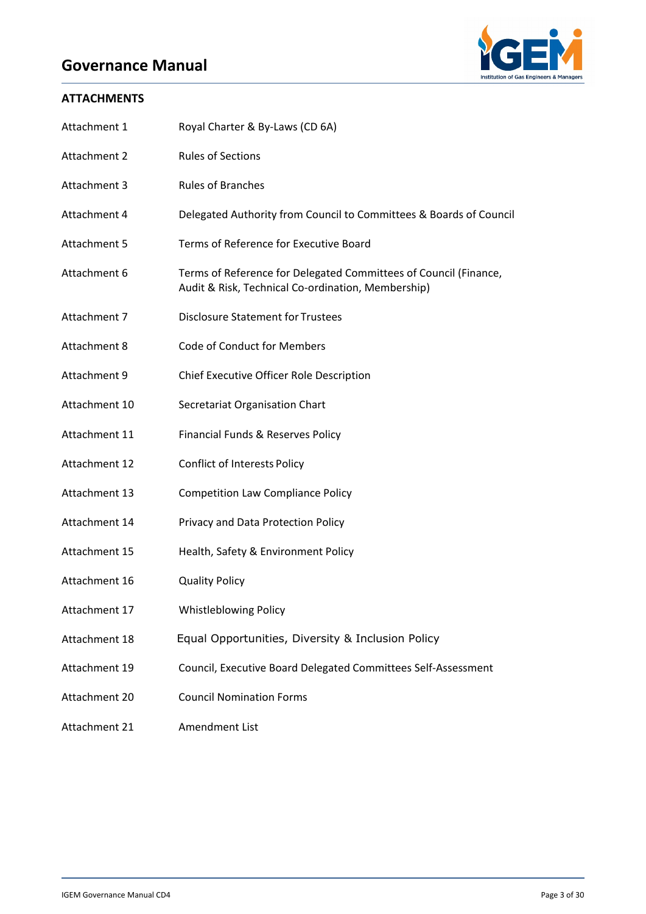## ATTACHMENTS

| | |
|---|---|
| Attachment 1 | Royal Charter & By-Laws (CD 6A) |
| Attachment 2 | Rules of Sections |
| Attachment 3 | Rules of Branches |
| Attachment 4 | Delegated Authority from Council to Committees & Boards of Council |
| Attachment 5 | Terms of Reference for Executive Board |
| Attachment 6 | Terms of Reference for Delegated Committees of Council (Finance, Audit & Risk, Technical Co-ordination, Membership) |
| Attachment 7 | Disclosure Statement for Trustees |
| Attachment 8 | Code of Conduct for Members |
| Attachment 9 | Chief Executive Officer Role Description |
| Attachment 10 | Secretariat Organisation Chart |
| Attachment 11 | Financial Funds & Reserves Policy |
| Attachment 12 | Conflict of Interests Policy |
| Attachment 13 | Competition Law Compliance Policy |
| Attachment 14 | Privacy and Data Protection Policy |
| Attachment 15 | Health, Safety & Environment Policy |
| Attachment 16 | Quality Policy |
| Attachment 17 | Whistleblowing Policy |
| Attachment 18 | Equal Opportunities, Diversity & Inclusion Policy |
| Attachment 19 | Council, Executive Board Delegated Committees Self-Assessment |
| Attachment 20 | Council Nomination Forms |
| Attachment 21 | Amendment List |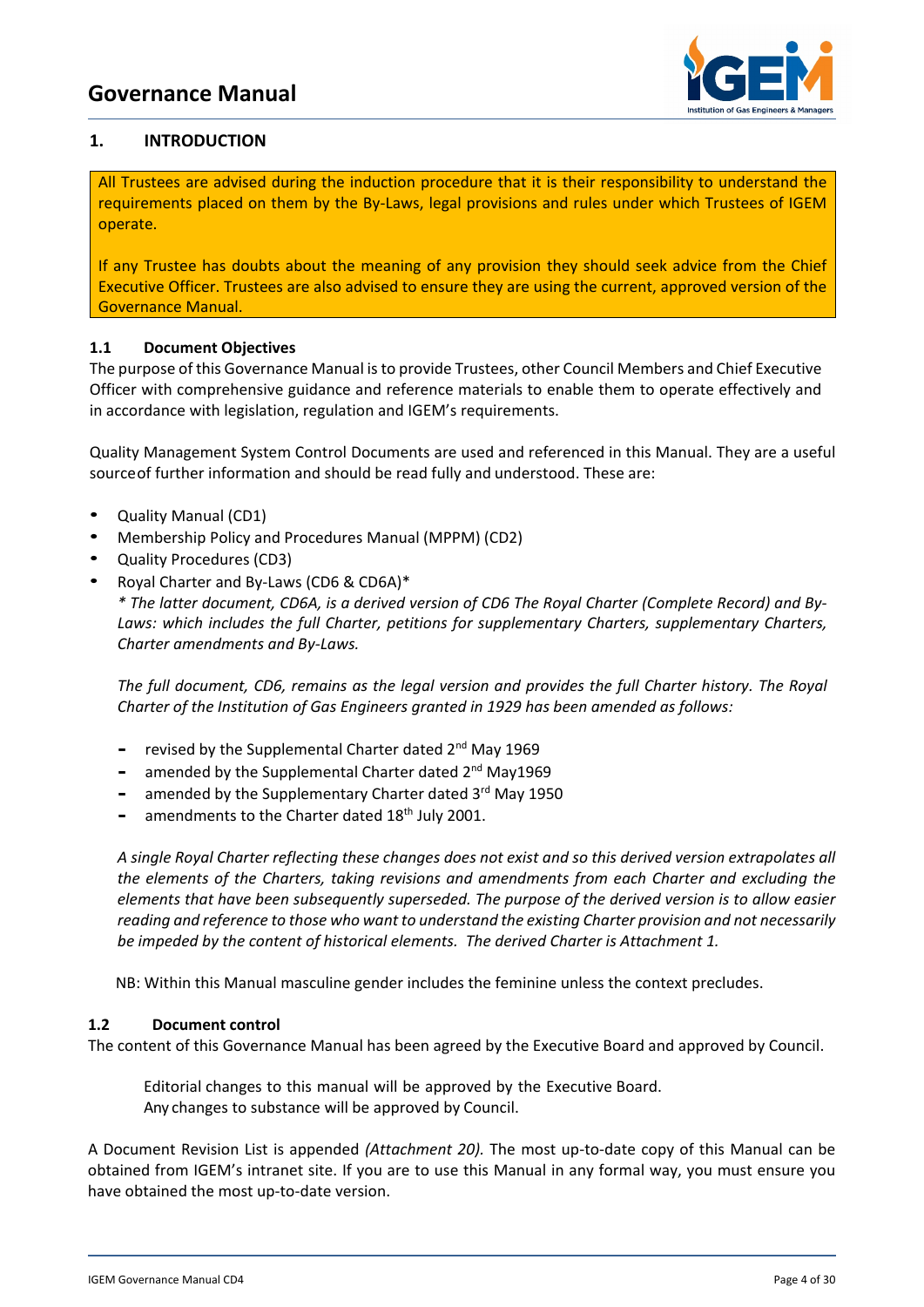## 1. INTRODUCTION

All Trustees are advised during the induction procedure that it is their responsibility to understand the requirements placed on them by the By-Laws, legal provisions and rules under which Trustees of IGEM operate.

If any Trustee has doubts about the meaning of any provision they should seek advice from the Chief Executive Officer. Trustees are also advised to ensure they are using the current, approved version of the Governance Manual.

### 1.1 Document Objectives

The purpose of this Governance Manual is to provide Trustees, other Council Members and Chief Executive Officer with comprehensive guidance and reference materials to enable them to operate effectively and in accordance with legislation, regulation and IGEM's requirements.

Quality Management System Control Documents are used and referenced in this Manual. They are a useful sourceof further information and should be read fully and understood. These are:

- Quality Manual (CD1)
- Membership Policy and Procedures Manual (MPPM) (CD2)
- Quality Procedures (CD3)
- Royal Charter and By-Laws (CD6 & CD6A)*

  *\* The latter document, CD6A, is a derived version of CD6 The Royal Charter (Complete Record) and By-Laws: which includes the full Charter, petitions for supplementary Charters, supplementary Charters, Charter amendments and By-Laws.*

  *The full document, CD6, remains as the legal version and provides the full Charter history. The Royal Charter of the Institution of Gas Engineers granted in 1929 has been amended as follows:*

  - revised by the Supplemental Charter dated 2nd May 1969
  - amended by the Supplemental Charter dated 2nd May1969
  - amended by the Supplementary Charter dated 3rd May 1950
  - amendments to the Charter dated 18th July 2001.

  *A single Royal Charter reflecting these changes does not exist and so this derived version extrapolates all the elements of the Charters, taking revisions and amendments from each Charter and excluding the elements that have been subsequently superseded. The purpose of the derived version is to allow easier reading and reference to those who want to understand the existing Charter provision and not necessarily be impeded by the content of historical elements. The derived Charter is Attachment 1.*

NB: Within this Manual masculine gender includes the feminine unless the context precludes.

### 1.2 Document control

The content of this Governance Manual has been agreed by the Executive Board and approved by Council.

Editorial changes to this manual will be approved by the Executive Board.
Any changes to substance will be approved by Council.

A Document Revision List is appended *(Attachment 20)*. The most up-to-date copy of this Manual can be obtained from IGEM's intranet site. If you are to use this Manual in any formal way, you must ensure you have obtained the most up-to-date version.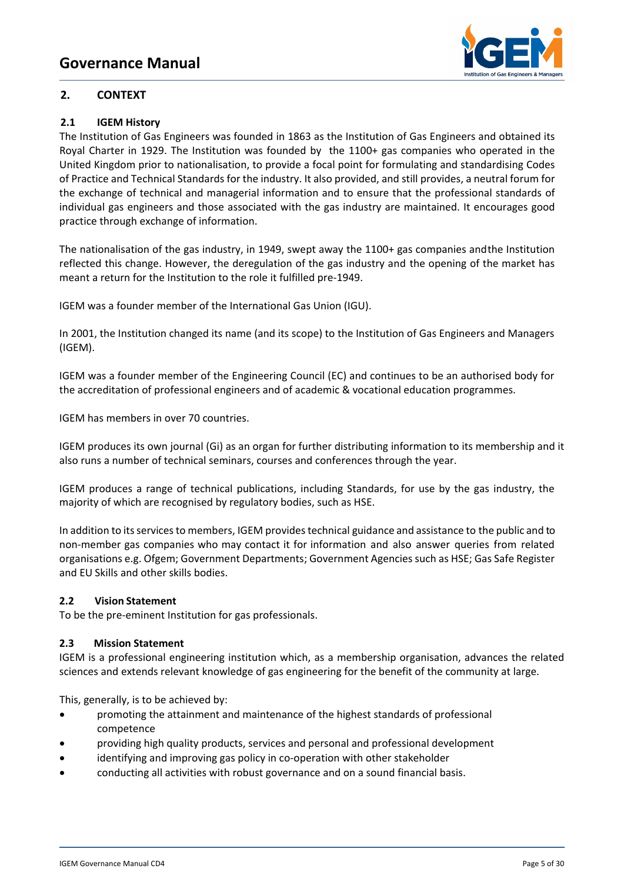## 2. CONTEXT

### 2.1 IGEM History

The Institution of Gas Engineers was founded in 1863 as the Institution of Gas Engineers and obtained its Royal Charter in 1929. The Institution was founded by the 1100+ gas companies who operated in the United Kingdom prior to nationalisation, to provide a focal point for formulating and standardising Codes of Practice and Technical Standards for the industry. It also provided, and still provides, a neutral forum for the exchange of technical and managerial information and to ensure that the professional standards of individual gas engineers and those associated with the gas industry are maintained. It encourages good practice through exchange of information.

The nationalisation of the gas industry, in 1949, swept away the 1100+ gas companies andthe Institution reflected this change. However, the deregulation of the gas industry and the opening of the market has meant a return for the Institution to the role it fulfilled pre-1949.

IGEM was a founder member of the International Gas Union (IGU).

In 2001, the Institution changed its name (and its scope) to the Institution of Gas Engineers and Managers (IGEM).

IGEM was a founder member of the Engineering Council (EC) and continues to be an authorised body for the accreditation of professional engineers and of academic & vocational education programmes.

IGEM has members in over 70 countries.

IGEM produces its own journal (Gi) as an organ for further distributing information to its membership and it also runs a number of technical seminars, courses and conferences through the year.

IGEM produces a range of technical publications, including Standards, for use by the gas industry, the majority of which are recognised by regulatory bodies, such as HSE.

In addition to its services to members, IGEM provides technical guidance and assistance to the public and to non-member gas companies who may contact it for information and also answer queries from related organisations e.g. Ofgem; Government Departments; Government Agencies such as HSE; Gas Safe Register and EU Skills and other skills bodies.

### 2.2 Vision Statement

To be the pre-eminent Institution for gas professionals.

### 2.3 Mission Statement

IGEM is a professional engineering institution which, as a membership organisation, advances the related sciences and extends relevant knowledge of gas engineering for the benefit of the community at large.

This, generally, is to be achieved by:

- promoting the attainment and maintenance of the highest standards of professional competence
- providing high quality products, services and personal and professional development
- identifying and improving gas policy in co-operation with other stakeholder
- conducting all activities with robust governance and on a sound financial basis.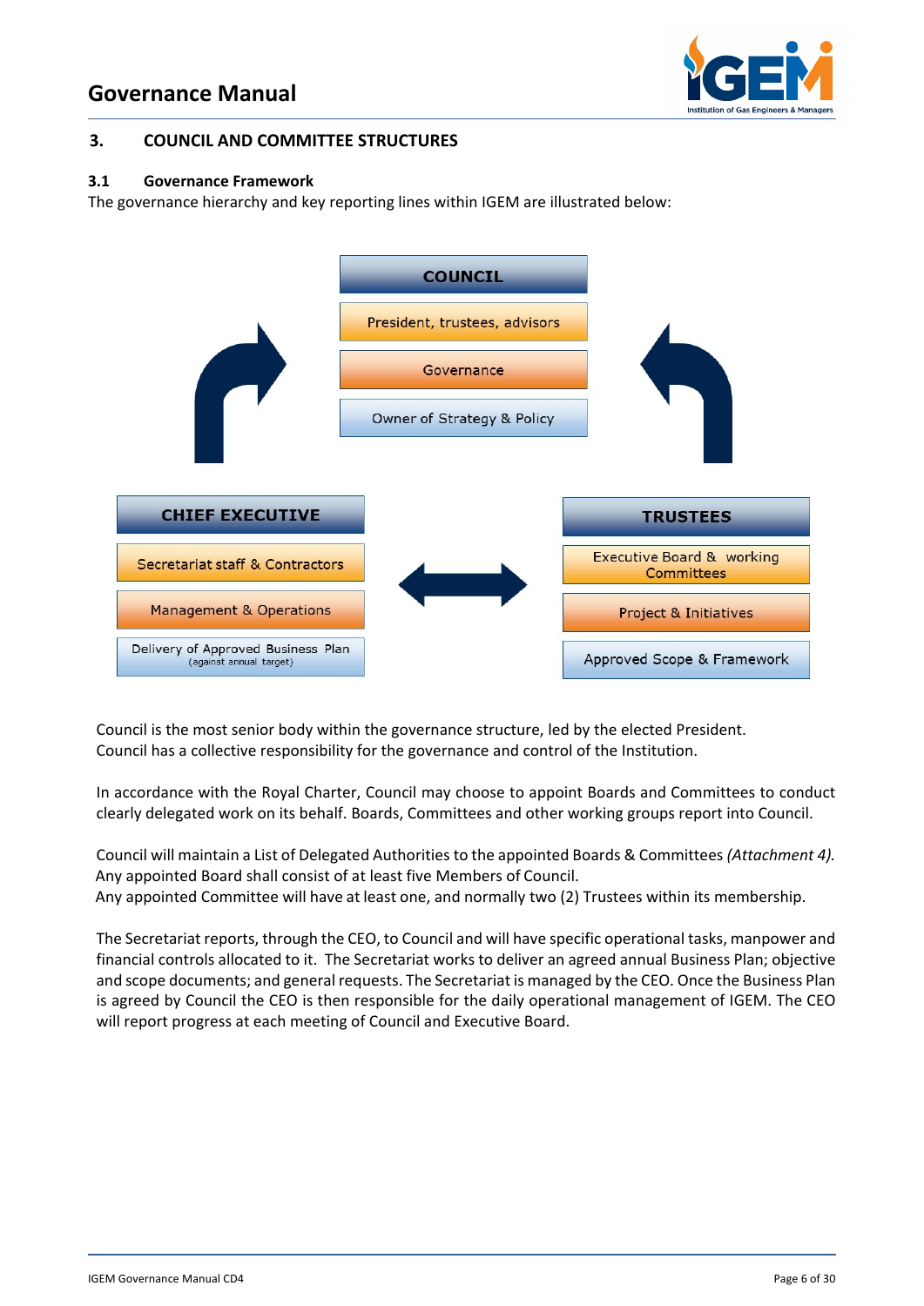## 3. COUNCIL AND COMMITTEE STRUCTURES

### 3.1 Governance Framework

The governance hierarchy and key reporting lines within IGEM are illustrated below:

**COUNCIL**

- President, trustees, advisors
- Governance
- Owner of Strategy & Policy

**CHIEF EXECUTIVE**

- Secretariat staff & Contractors
- Management & Operations
- Delivery of Approved Business Plan (against annual target)

**TRUSTEES**

- Executive Board & working Committees
- Project & Initiatives
- Approved Scope & Framework

Council is the most senior body within the governance structure, led by the elected President. Council has a collective responsibility for the governance and control of the Institution.

In accordance with the Royal Charter, Council may choose to appoint Boards and Committees to conduct clearly delegated work on its behalf. Boards, Committees and other working groups report into Council.

Council will maintain a List of Delegated Authorities to the appointed Boards & Committees *(Attachment 4).* Any appointed Board shall consist of at least five Members of Council.
Any appointed Committee will have at least one, and normally two (2) Trustees within its membership.

The Secretariat reports, through the CEO, to Council and will have specific operational tasks, manpower and financial controls allocated to it. The Secretariat works to deliver an agreed annual Business Plan; objective and scope documents; and general requests. The Secretariat is managed by the CEO. Once the Business Plan is agreed by Council the CEO is then responsible for the daily operational management of IGEM. The CEO will report progress at each meeting of Council and Executive Board.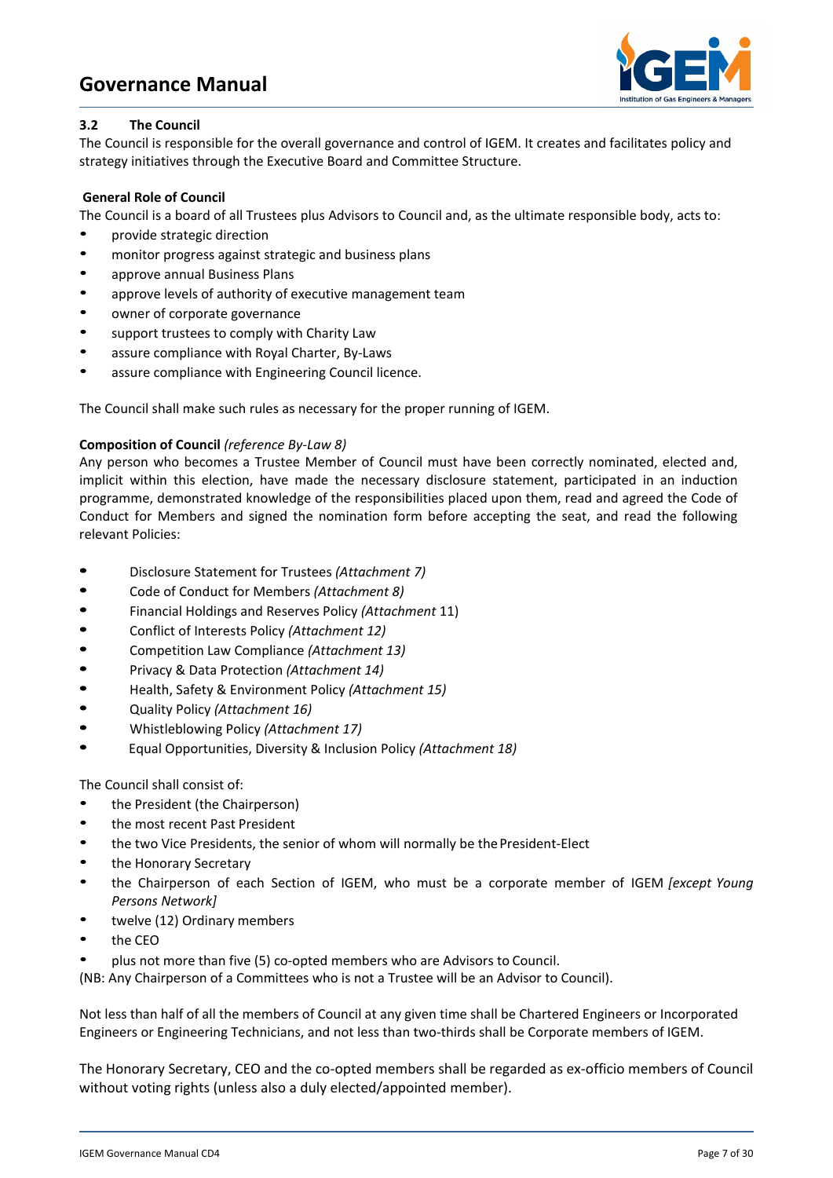### 3.2 The Council

The Council is responsible for the overall governance and control of IGEM. It creates and facilitates policy and strategy initiatives through the Executive Board and Committee Structure.

**General Role of Council**

The Council is a board of all Trustees plus Advisors to Council and, as the ultimate responsible body, acts to:

- provide strategic direction
- monitor progress against strategic and business plans
- approve annual Business Plans
- approve levels of authority of executive management team
- owner of corporate governance
- support trustees to comply with Charity Law
- assure compliance with Royal Charter, By-Laws
- assure compliance with Engineering Council licence.

The Council shall make such rules as necessary for the proper running of IGEM.

**Composition of Council** *(reference By-Law 8)*

Any person who becomes a Trustee Member of Council must have been correctly nominated, elected and, implicit within this election, have made the necessary disclosure statement, participated in an induction programme, demonstrated knowledge of the responsibilities placed upon them, read and agreed the Code of Conduct for Members and signed the nomination form before accepting the seat, and read the following relevant Policies:

- Disclosure Statement for Trustees *(Attachment 7)*
- Code of Conduct for Members *(Attachment 8)*
- Financial Holdings and Reserves Policy *(Attachment* 11)
- Conflict of Interests Policy *(Attachment 12)*
- Competition Law Compliance *(Attachment 13)*
- Privacy & Data Protection *(Attachment 14)*
- Health, Safety & Environment Policy *(Attachment 15)*
- Quality Policy *(Attachment 16)*
- Whistleblowing Policy *(Attachment 17)*
- Equal Opportunities, Diversity & Inclusion Policy *(Attachment 18)*

The Council shall consist of:

- the President (the Chairperson)
- the most recent Past President
- the two Vice Presidents, the senior of whom will normally be the President-Elect
- the Honorary Secretary
- the Chairperson of each Section of IGEM, who must be a corporate member of IGEM *[except Young Persons Network]*
- twelve (12) Ordinary members
- the CEO
- plus not more than five (5) co-opted members who are Advisors to Council.

(NB: Any Chairperson of a Committees who is not a Trustee will be an Advisor to Council).

Not less than half of all the members of Council at any given time shall be Chartered Engineers or Incorporated Engineers or Engineering Technicians, and not less than two-thirds shall be Corporate members of IGEM.

The Honorary Secretary, CEO and the co-opted members shall be regarded as ex-officio members of Council without voting rights (unless also a duly elected/appointed member).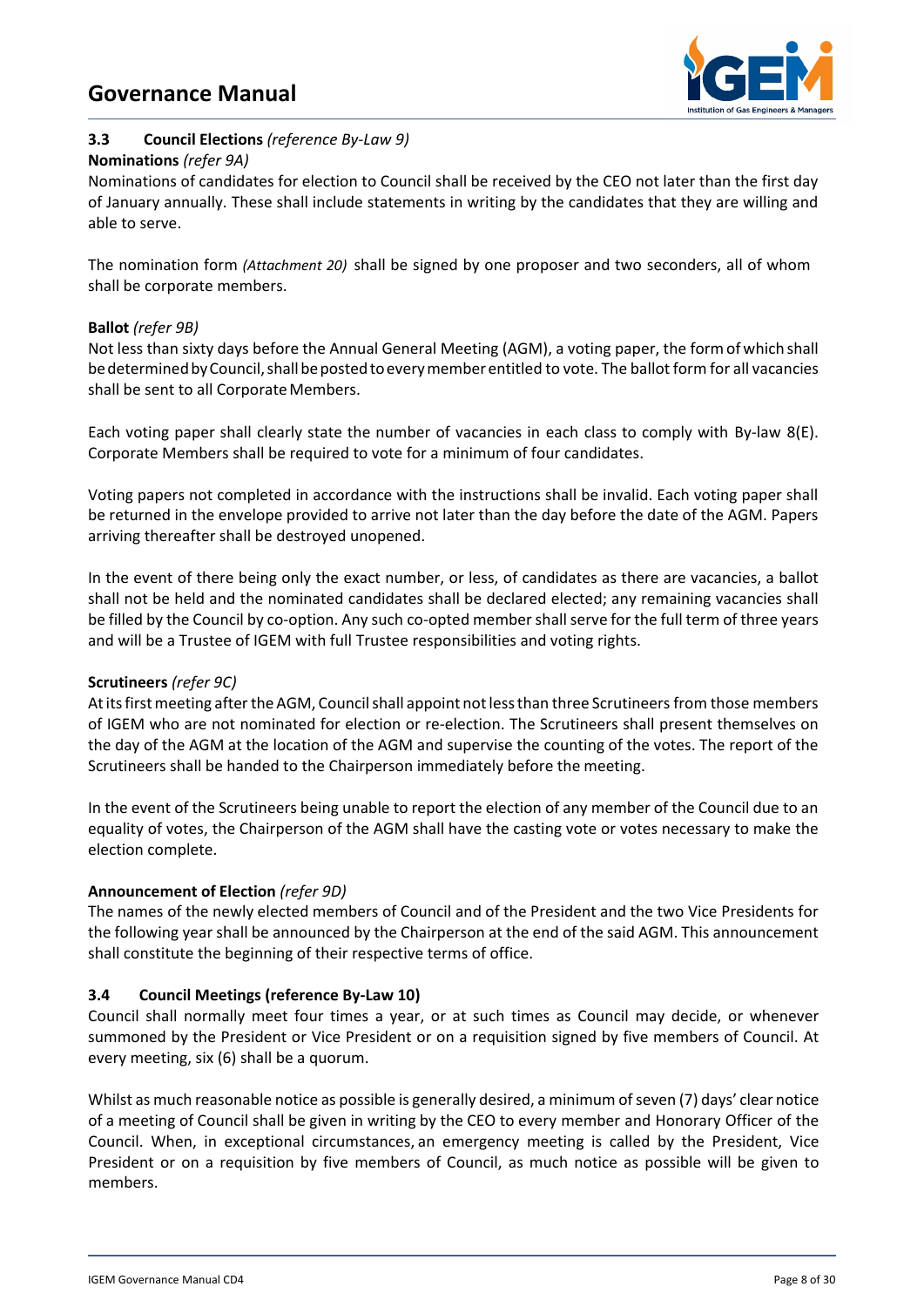### 3.3 Council Elections *(reference By-Law 9)*

**Nominations** *(refer 9A)*

Nominations of candidates for election to Council shall be received by the CEO not later than the first day of January annually. These shall include statements in writing by the candidates that they are willing and able to serve.

The nomination form *(Attachment 20)* shall be signed by one proposer and two seconders, all of whom shall be corporate members.

**Ballot** *(refer 9B)*

Not less than sixty days before the Annual General Meeting (AGM), a voting paper, the form of which shall be determined by Council, shall be posted to every member entitled to vote. The ballot form for all vacancies shall be sent to all Corporate Members.

Each voting paper shall clearly state the number of vacancies in each class to comply with By-law 8(E). Corporate Members shall be required to vote for a minimum of four candidates.

Voting papers not completed in accordance with the instructions shall be invalid. Each voting paper shall be returned in the envelope provided to arrive not later than the day before the date of the AGM. Papers arriving thereafter shall be destroyed unopened.

In the event of there being only the exact number, or less, of candidates as there are vacancies, a ballot shall not be held and the nominated candidates shall be declared elected; any remaining vacancies shall be filled by the Council by co-option. Any such co-opted member shall serve for the full term of three years and will be a Trustee of IGEM with full Trustee responsibilities and voting rights.

**Scrutineers** *(refer 9C)*

At its first meeting after the AGM, Council shall appoint not less than three Scrutineers from those members of IGEM who are not nominated for election or re-election. The Scrutineers shall present themselves on the day of the AGM at the location of the AGM and supervise the counting of the votes. The report of the Scrutineers shall be handed to the Chairperson immediately before the meeting.

In the event of the Scrutineers being unable to report the election of any member of the Council due to an equality of votes, the Chairperson of the AGM shall have the casting vote or votes necessary to make the election complete.

**Announcement of Election** *(refer 9D)*

The names of the newly elected members of Council and of the President and the two Vice Presidents for the following year shall be announced by the Chairperson at the end of the said AGM. This announcement shall constitute the beginning of their respective terms of office.

### 3.4 Council Meetings (reference By-Law 10)

Council shall normally meet four times a year, or at such times as Council may decide, or whenever summoned by the President or Vice President or on a requisition signed by five members of Council. At every meeting, six (6) shall be a quorum.

Whilst as much reasonable notice as possible is generally desired, a minimum of seven (7) days' clear notice of a meeting of Council shall be given in writing by the CEO to every member and Honorary Officer of the Council. When, in exceptional circumstances, an emergency meeting is called by the President, Vice President or on a requisition by five members of Council, as much notice as possible will be given to members.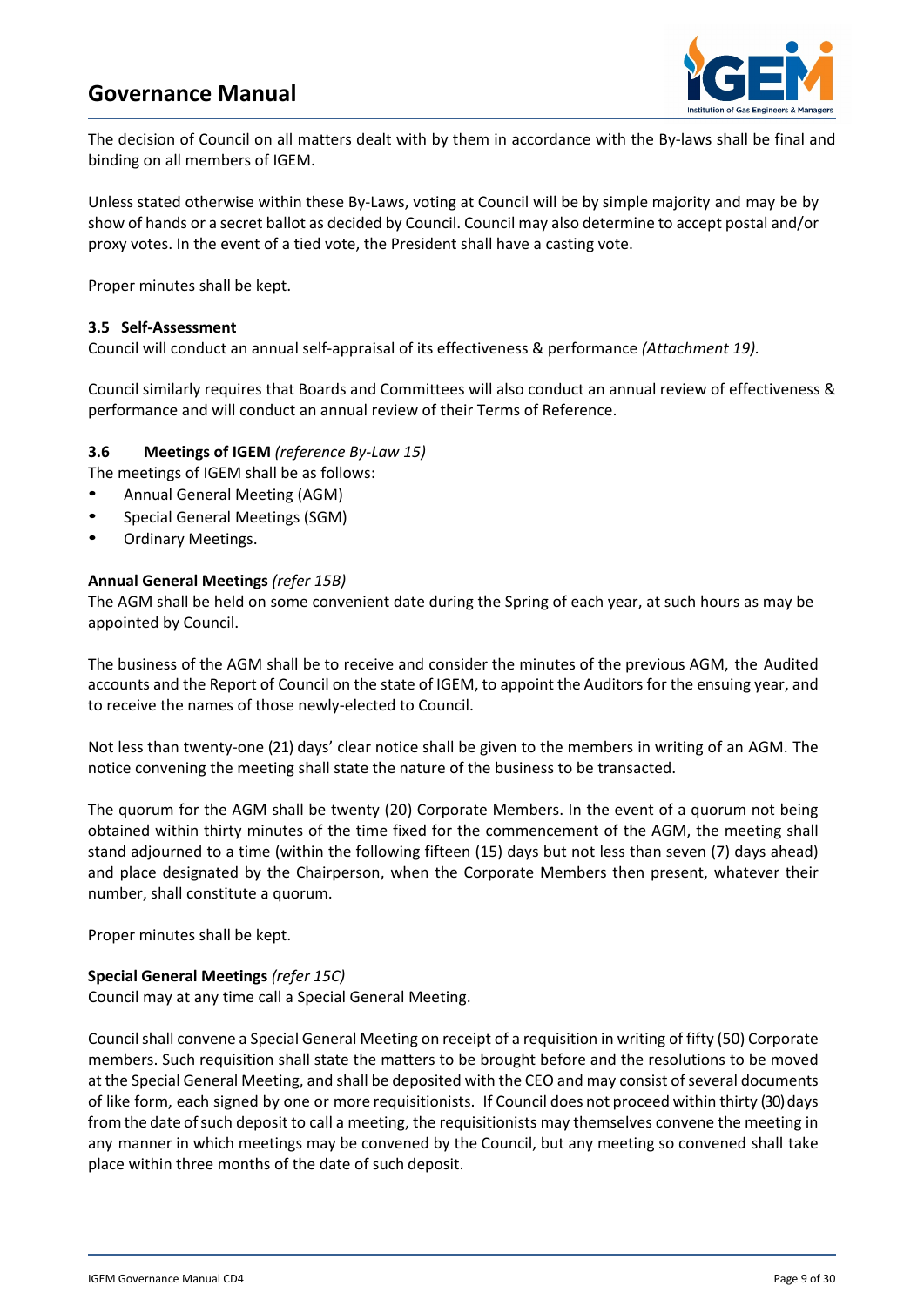The decision of Council on all matters dealt with by them in accordance with the By-laws shall be final and binding on all members of IGEM.

Unless stated otherwise within these By-Laws, voting at Council will be by simple majority and may be by show of hands or a secret ballot as decided by Council. Council may also determine to accept postal and/or proxy votes. In the event of a tied vote, the President shall have a casting vote.

Proper minutes shall be kept.

### 3.5 Self-Assessment

Council will conduct an annual self-appraisal of its effectiveness & performance *(Attachment 19).*

Council similarly requires that Boards and Committees will also conduct an annual review of effectiveness & performance and will conduct an annual review of their Terms of Reference.

### 3.6 Meetings of IGEM *(reference By-Law 15)*

The meetings of IGEM shall be as follows:

- Annual General Meeting (AGM)
- Special General Meetings (SGM)
- Ordinary Meetings.

**Annual General Meetings** *(refer 15B)*

The AGM shall be held on some convenient date during the Spring of each year, at such hours as may be appointed by Council.

The business of the AGM shall be to receive and consider the minutes of the previous AGM, the Audited accounts and the Report of Council on the state of IGEM, to appoint the Auditors for the ensuing year, and to receive the names of those newly-elected to Council.

Not less than twenty-one (21) days' clear notice shall be given to the members in writing of an AGM. The notice convening the meeting shall state the nature of the business to be transacted.

The quorum for the AGM shall be twenty (20) Corporate Members. In the event of a quorum not being obtained within thirty minutes of the time fixed for the commencement of the AGM, the meeting shall stand adjourned to a time (within the following fifteen (15) days but not less than seven (7) days ahead) and place designated by the Chairperson, when the Corporate Members then present, whatever their number, shall constitute a quorum.

Proper minutes shall be kept.

**Special General Meetings** *(refer 15C)*

Council may at any time call a Special General Meeting.

Council shall convene a Special General Meeting on receipt of a requisition in writing of fifty (50) Corporate members. Such requisition shall state the matters to be brought before and the resolutions to be moved at the Special General Meeting, and shall be deposited with the CEO and may consist of several documents of like form, each signed by one or more requisitionists. If Council does not proceed within thirty (30) days from the date of such deposit to call a meeting, the requisitionists may themselves convene the meeting in any manner in which meetings may be convened by the Council, but any meeting so convened shall take place within three months of the date of such deposit.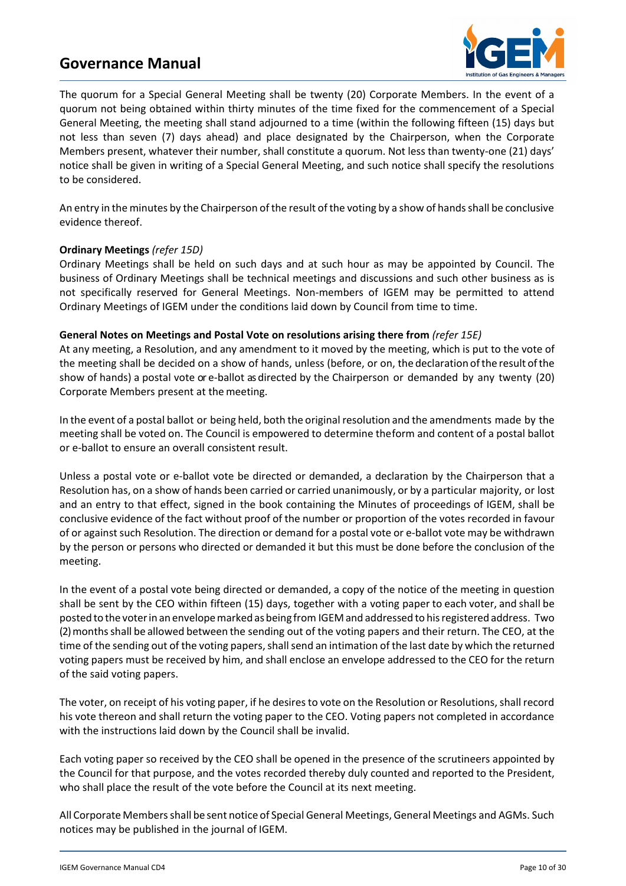The quorum for a Special General Meeting shall be twenty (20) Corporate Members. In the event of a quorum not being obtained within thirty minutes of the time fixed for the commencement of a Special General Meeting, the meeting shall stand adjourned to a time (within the following fifteen (15) days but not less than seven (7) days ahead) and place designated by the Chairperson, when the Corporate Members present, whatever their number, shall constitute a quorum. Not less than twenty-one (21) days' notice shall be given in writing of a Special General Meeting, and such notice shall specify the resolutions to be considered.

An entry in the minutes by the Chairperson of the result of the voting by a show of hands shall be conclusive evidence thereof.

**Ordinary Meetings** *(refer 15D)*
Ordinary Meetings shall be held on such days and at such hour as may be appointed by Council. The business of Ordinary Meetings shall be technical meetings and discussions and such other business as is not specifically reserved for General Meetings. Non-members of IGEM may be permitted to attend Ordinary Meetings of IGEM under the conditions laid down by Council from time to time.

**General Notes on Meetings and Postal Vote on resolutions arising there from** *(refer 15E)*
At any meeting, a Resolution, and any amendment to it moved by the meeting, which is put to the vote of the meeting shall be decided on a show of hands, unless (before, or on, the declaration of the result of the show of hands) a postal vote or e-ballot as directed by the Chairperson or demanded by any twenty (20) Corporate Members present at the meeting.

In the event of a postal ballot or being held, both the original resolution and the amendments made by the meeting shall be voted on. The Council is empowered to determine theform and content of a postal ballot or e-ballot to ensure an overall consistent result.

Unless a postal vote or e-ballot vote be directed or demanded, a declaration by the Chairperson that a Resolution has, on a show of hands been carried or carried unanimously, or by a particular majority, or lost and an entry to that effect, signed in the book containing the Minutes of proceedings of IGEM, shall be conclusive evidence of the fact without proof of the number or proportion of the votes recorded in favour of or against such Resolution. The direction or demand for a postal vote or e-ballot vote may be withdrawn by the person or persons who directed or demanded it but this must be done before the conclusion of the meeting.

In the event of a postal vote being directed or demanded, a copy of the notice of the meeting in question shall be sent by the CEO within fifteen (15) days, together with a voting paper to each voter, and shall be posted to the voter in an envelope marked as being from IGEM and addressed to his registered address. Two (2) months shall be allowed between the sending out of the voting papers and their return. The CEO, at the time of the sending out of the voting papers, shall send an intimation of the last date by which the returned voting papers must be received by him, and shall enclose an envelope addressed to the CEO for the return of the said voting papers.

The voter, on receipt of his voting paper, if he desires to vote on the Resolution or Resolutions, shall record his vote thereon and shall return the voting paper to the CEO. Voting papers not completed in accordance with the instructions laid down by the Council shall be invalid.

Each voting paper so received by the CEO shall be opened in the presence of the scrutineers appointed by the Council for that purpose, and the votes recorded thereby duly counted and reported to the President, who shall place the result of the vote before the Council at its next meeting.

All Corporate Members shall be sent notice of Special General Meetings, General Meetings and AGMs. Such notices may be published in the journal of IGEM.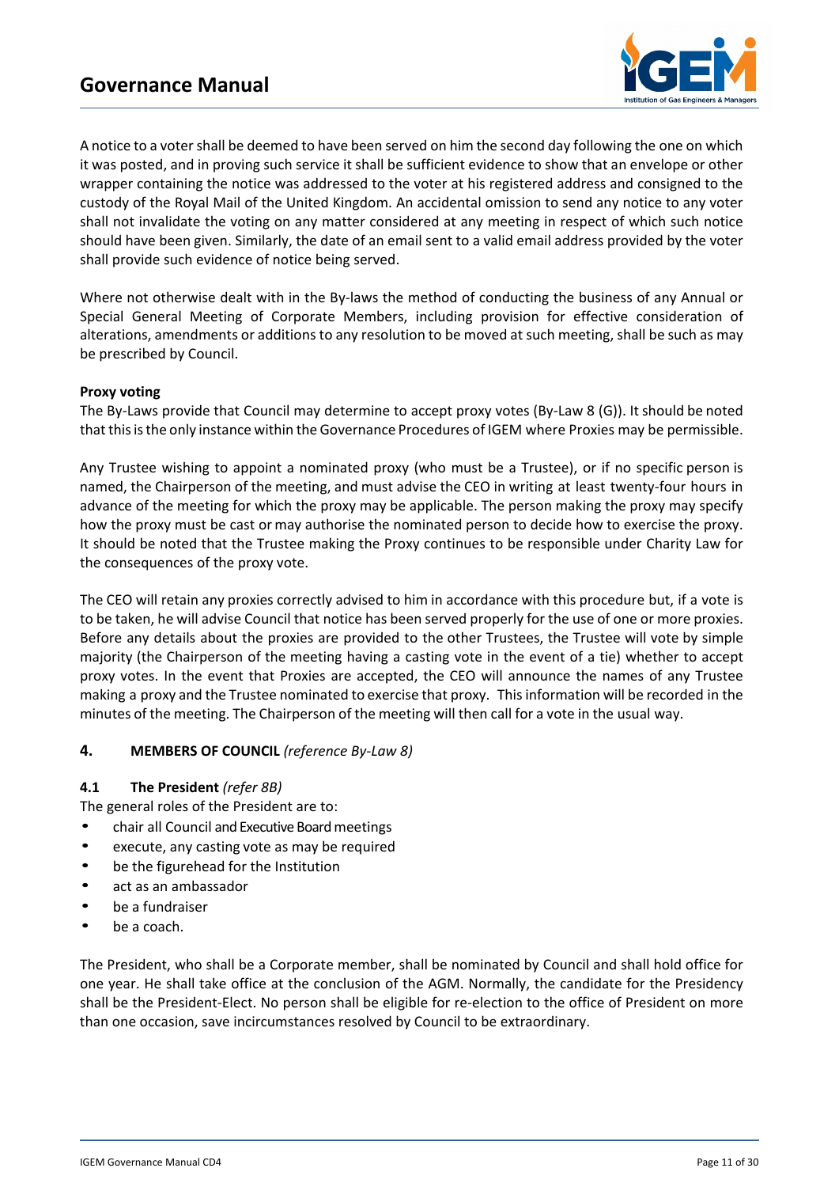A notice to a voter shall be deemed to have been served on him the second day following the one on which it was posted, and in proving such service it shall be sufficient evidence to show that an envelope or other wrapper containing the notice was addressed to the voter at his registered address and consigned to the custody of the Royal Mail of the United Kingdom. An accidental omission to send any notice to any voter shall not invalidate the voting on any matter considered at any meeting in respect of which such notice should have been given. Similarly, the date of an email sent to a valid email address provided by the voter shall provide such evidence of notice being served.

Where not otherwise dealt with in the By-laws the method of conducting the business of any Annual or Special General Meeting of Corporate Members, including provision for effective consideration of alterations, amendments or additions to any resolution to be moved at such meeting, shall be such as may be prescribed by Council.

**Proxy voting**

The By-Laws provide that Council may determine to accept proxy votes (By-Law 8 (G)). It should be noted that this is the only instance within the Governance Procedures of IGEM where Proxies may be permissible.

Any Trustee wishing to appoint a nominated proxy (who must be a Trustee), or if no specific person is named, the Chairperson of the meeting, and must advise the CEO in writing at least twenty-four hours in advance of the meeting for which the proxy may be applicable. The person making the proxy may specify how the proxy must be cast or may authorise the nominated person to decide how to exercise the proxy. It should be noted that the Trustee making the Proxy continues to be responsible under Charity Law for the consequences of the proxy vote.

The CEO will retain any proxies correctly advised to him in accordance with this procedure but, if a vote is to be taken, he will advise Council that notice has been served properly for the use of one or more proxies. Before any details about the proxies are provided to the other Trustees, the Trustee will vote by simple majority (the Chairperson of the meeting having a casting vote in the event of a tie) whether to accept proxy votes. In the event that Proxies are accepted, the CEO will announce the names of any Trustee making a proxy and the Trustee nominated to exercise that proxy. This information will be recorded in the minutes of the meeting. The Chairperson of the meeting will then call for a vote in the usual way.

## 4. MEMBERS OF COUNCIL *(reference By-Law 8)*

### 4.1 The President *(refer 8B)*

The general roles of the President are to:

- chair all Council and Executive Board meetings
- execute, any casting vote as may be required
- be the figurehead for the Institution
- act as an ambassador
- be a fundraiser
- be a coach.

The President, who shall be a Corporate member, shall be nominated by Council and shall hold office for one year. He shall take office at the conclusion of the AGM. Normally, the candidate for the Presidency shall be the President-Elect. No person shall be eligible for re-election to the office of President on more than one occasion, save incircumstances resolved by Council to be extraordinary.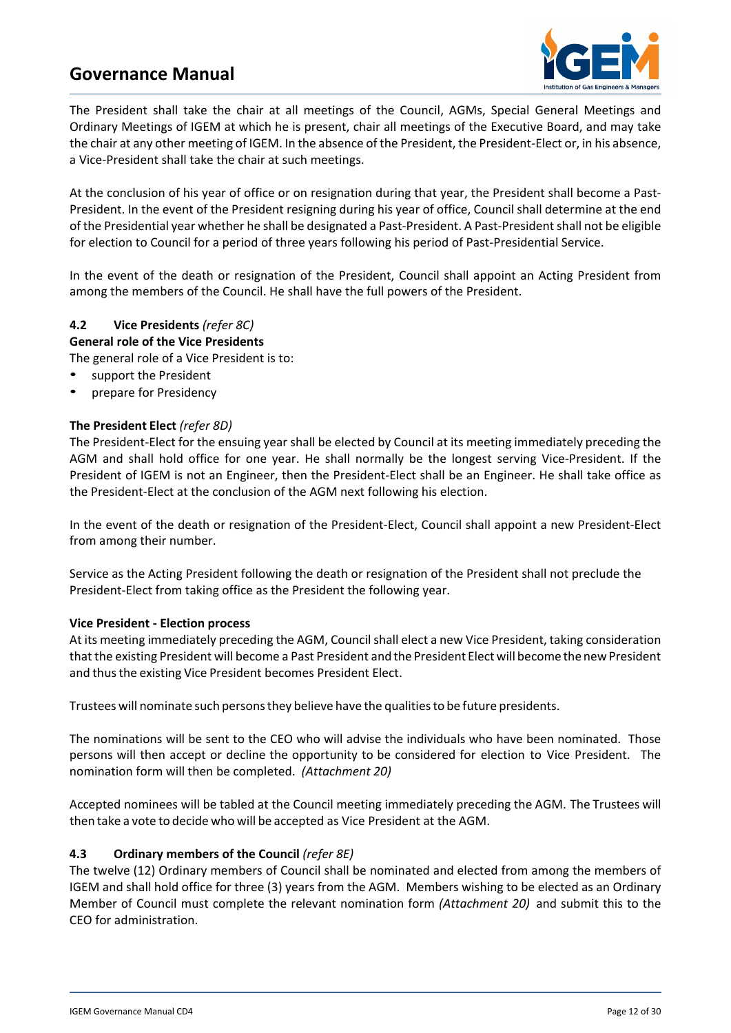The President shall take the chair at all meetings of the Council, AGMs, Special General Meetings and Ordinary Meetings of IGEM at which he is present, chair all meetings of the Executive Board, and may take the chair at any other meeting of IGEM. In the absence of the President, the President-Elect or, in his absence, a Vice-President shall take the chair at such meetings.

At the conclusion of his year of office or on resignation during that year, the President shall become a Past-President. In the event of the President resigning during his year of office, Council shall determine at the end of the Presidential year whether he shall be designated a Past-President. A Past-President shall not be eligible for election to Council for a period of three years following his period of Past-Presidential Service.

In the event of the death or resignation of the President, Council shall appoint an Acting President from among the members of the Council. He shall have the full powers of the President.

### 4.2 Vice Presidents *(refer 8C)*

**General role of the Vice Presidents**

The general role of a Vice President is to:

- support the President
- prepare for Presidency

**The President Elect** *(refer 8D)*

The President-Elect for the ensuing year shall be elected by Council at its meeting immediately preceding the AGM and shall hold office for one year. He shall normally be the longest serving Vice-President. If the President of IGEM is not an Engineer, then the President-Elect shall be an Engineer. He shall take office as the President-Elect at the conclusion of the AGM next following his election.

In the event of the death or resignation of the President-Elect, Council shall appoint a new President-Elect from among their number.

Service as the Acting President following the death or resignation of the President shall not preclude the President-Elect from taking office as the President the following year.

**Vice President - Election process**

At its meeting immediately preceding the AGM, Council shall elect a new Vice President, taking consideration that the existing President will become a Past President and the President Elect will become the new President and thus the existing Vice President becomes President Elect.

Trustees will nominate such persons they believe have the qualities to be future presidents.

The nominations will be sent to the CEO who will advise the individuals who have been nominated. Those persons will then accept or decline the opportunity to be considered for election to Vice President. The nomination form will then be completed. *(Attachment 20)*

Accepted nominees will be tabled at the Council meeting immediately preceding the AGM. The Trustees will then take a vote to decide who will be accepted as Vice President at the AGM.

### 4.3 Ordinary members of the Council *(refer 8E)*

The twelve (12) Ordinary members of Council shall be nominated and elected from among the members of IGEM and shall hold office for three (3) years from the AGM. Members wishing to be elected as an Ordinary Member of Council must complete the relevant nomination form *(Attachment 20)* and submit this to the CEO for administration.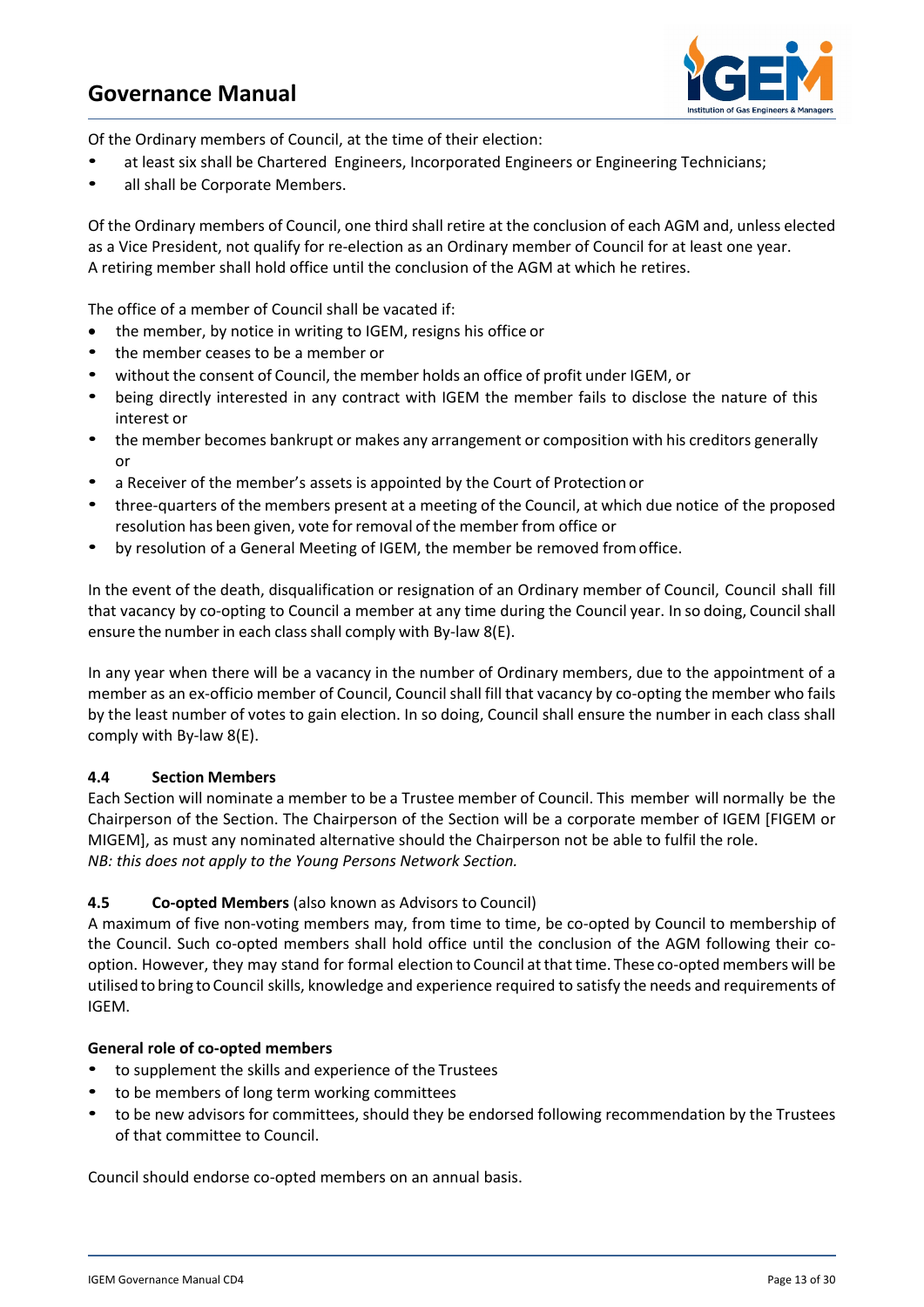Of the Ordinary members of Council, at the time of their election:

- at least six shall be Chartered Engineers, Incorporated Engineers or Engineering Technicians;
- all shall be Corporate Members.

Of the Ordinary members of Council, one third shall retire at the conclusion of each AGM and, unless elected as a Vice President, not qualify for re-election as an Ordinary member of Council for at least one year. A retiring member shall hold office until the conclusion of the AGM at which he retires.

The office of a member of Council shall be vacated if:

- the member, by notice in writing to IGEM, resigns his office or
- the member ceases to be a member or
- without the consent of Council, the member holds an office of profit under IGEM, or
- being directly interested in any contract with IGEM the member fails to disclose the nature of this interest or
- the member becomes bankrupt or makes any arrangement or composition with his creditors generally or
- a Receiver of the member's assets is appointed by the Court of Protection or
- three-quarters of the members present at a meeting of the Council, at which due notice of the proposed resolution has been given, vote for removal of the member from office or
- by resolution of a General Meeting of IGEM, the member be removed from office.

In the event of the death, disqualification or resignation of an Ordinary member of Council, Council shall fill that vacancy by co-opting to Council a member at any time during the Council year. In so doing, Council shall ensure the number in each class shall comply with By-law 8(E).

In any year when there will be a vacancy in the number of Ordinary members, due to the appointment of a member as an ex-officio member of Council, Council shall fill that vacancy by co-opting the member who fails by the least number of votes to gain election. In so doing, Council shall ensure the number in each class shall comply with By-law 8(E).

### 4.4 Section Members

Each Section will nominate a member to be a Trustee member of Council. This member will normally be the Chairperson of the Section. The Chairperson of the Section will be a corporate member of IGEM [FIGEM or MIGEM], as must any nominated alternative should the Chairperson not be able to fulfil the role.
*NB: this does not apply to the Young Persons Network Section.*

### 4.5 Co-opted Members (also known as Advisors to Council)

A maximum of five non-voting members may, from time to time, be co-opted by Council to membership of the Council. Such co-opted members shall hold office until the conclusion of the AGM following their co-option. However, they may stand for formal election to Council at that time. These co-opted members will be utilised to bring to Council skills, knowledge and experience required to satisfy the needs and requirements of IGEM.

**General role of co-opted members**

- to supplement the skills and experience of the Trustees
- to be members of long term working committees
- to be new advisors for committees, should they be endorsed following recommendation by the Trustees of that committee to Council.

Council should endorse co-opted members on an annual basis.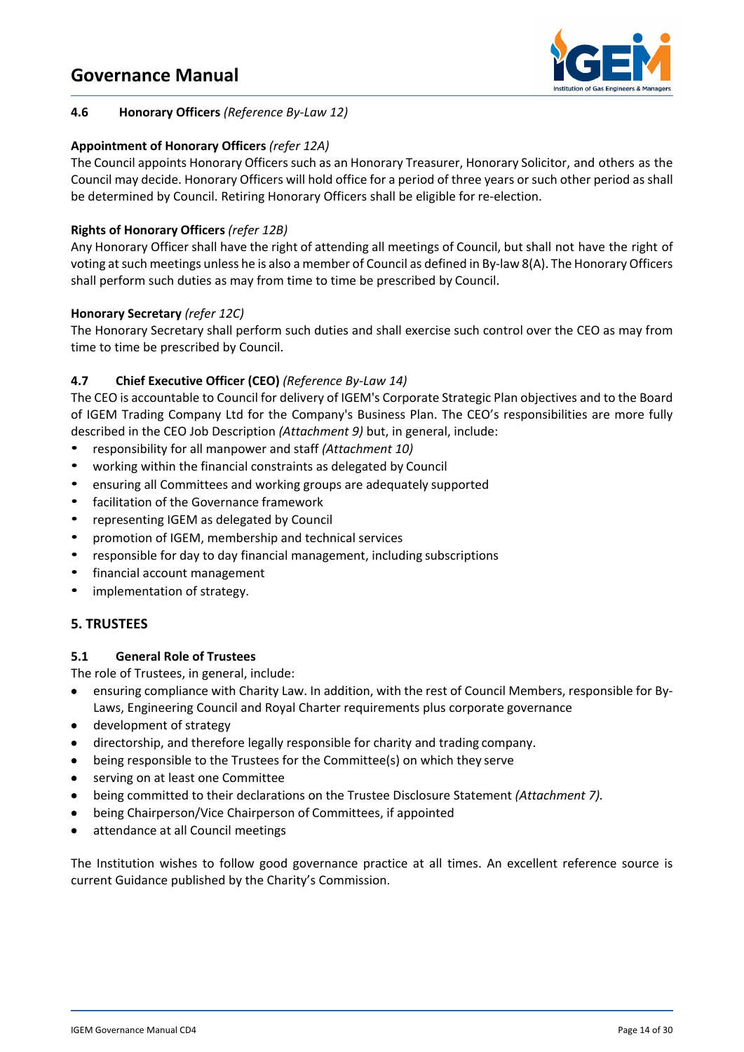### 4.6 Honorary Officers *(Reference By-Law 12)*

**Appointment of Honorary Officers** *(refer 12A)*
The Council appoints Honorary Officers such as an Honorary Treasurer, Honorary Solicitor, and others as the Council may decide. Honorary Officers will hold office for a period of three years or such other period as shall be determined by Council. Retiring Honorary Officers shall be eligible for re-election.

**Rights of Honorary Officers** *(refer 12B)*
Any Honorary Officer shall have the right of attending all meetings of Council, but shall not have the right of voting at such meetings unless he is also a member of Council as defined in By-law 8(A). The Honorary Officers shall perform such duties as may from time to time be prescribed by Council.

**Honorary Secretary** *(refer 12C)*
The Honorary Secretary shall perform such duties and shall exercise such control over the CEO as may from time to time be prescribed by Council.

### 4.7 Chief Executive Officer (CEO) *(Reference By-Law 14)*

The CEO is accountable to Council for delivery of IGEM's Corporate Strategic Plan objectives and to the Board of IGEM Trading Company Ltd for the Company's Business Plan. The CEO's responsibilities are more fully described in the CEO Job Description *(Attachment 9)* but, in general, include:

- responsibility for all manpower and staff *(Attachment 10)*
- working within the financial constraints as delegated by Council
- ensuring all Committees and working groups are adequately supported
- facilitation of the Governance framework
- representing IGEM as delegated by Council
- promotion of IGEM, membership and technical services
- responsible for day to day financial management, including subscriptions
- financial account management
- implementation of strategy.

## 5. TRUSTEES

### 5.1 General Role of Trustees

The role of Trustees, in general, include:

- ensuring compliance with Charity Law. In addition, with the rest of Council Members, responsible for By-Laws, Engineering Council and Royal Charter requirements plus corporate governance
- development of strategy
- directorship, and therefore legally responsible for charity and trading company.
- being responsible to the Trustees for the Committee(s) on which they serve
- serving on at least one Committee
- being committed to their declarations on the Trustee Disclosure Statement *(Attachment 7)*.
- being Chairperson/Vice Chairperson of Committees, if appointed
- attendance at all Council meetings

The Institution wishes to follow good governance practice at all times. An excellent reference source is current Guidance published by the Charity's Commission.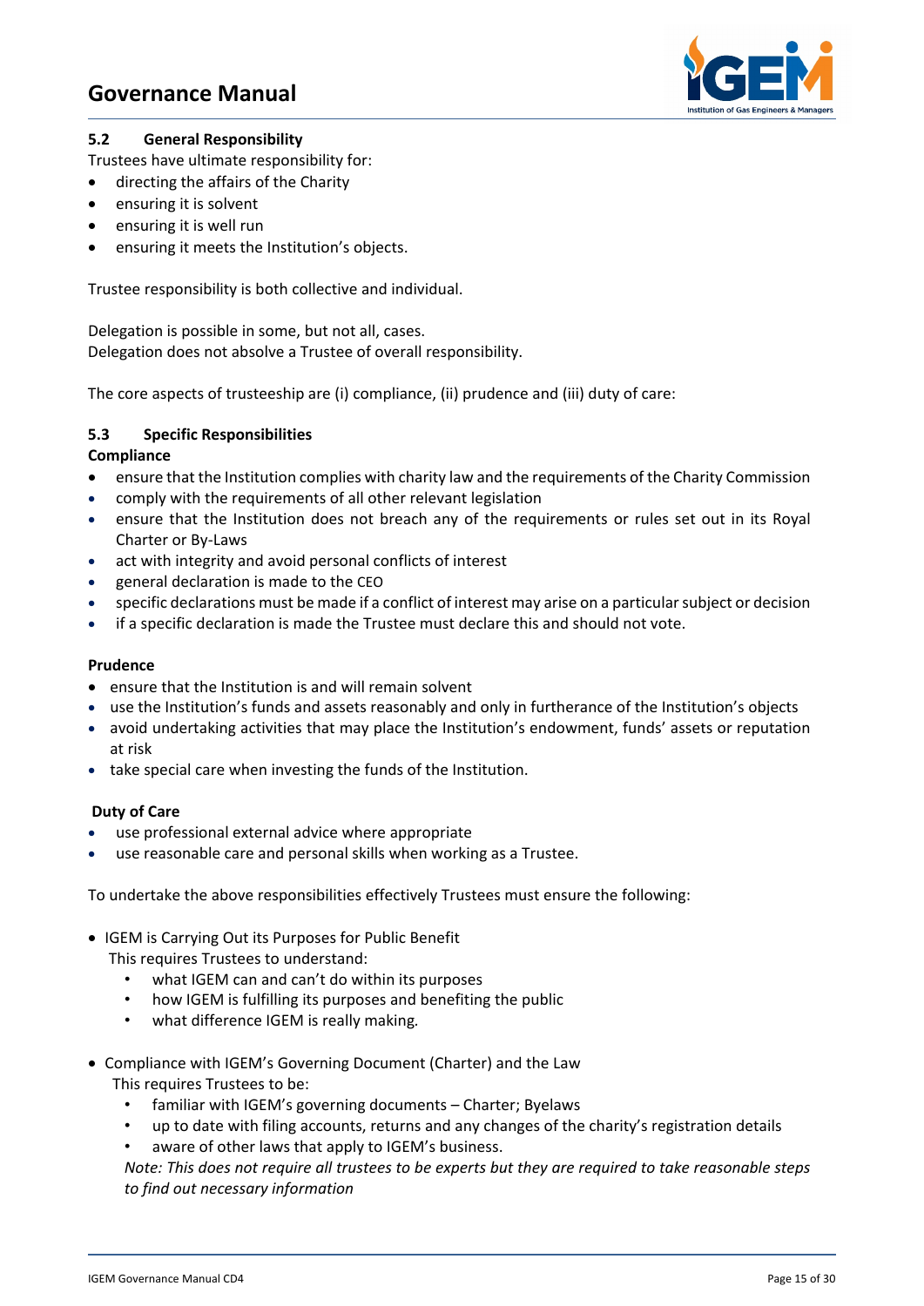### 5.2 General Responsibility

Trustees have ultimate responsibility for:

- directing the affairs of the Charity
- ensuring it is solvent
- ensuring it is well run
- ensuring it meets the Institution's objects.

Trustee responsibility is both collective and individual.

Delegation is possible in some, but not all, cases.
Delegation does not absolve a Trustee of overall responsibility.

The core aspects of trusteeship are (i) compliance, (ii) prudence and (iii) duty of care:

### 5.3 Specific Responsibilities

**Compliance**

- ensure that the Institution complies with charity law and the requirements of the Charity Commission
- comply with the requirements of all other relevant legislation
- ensure that the Institution does not breach any of the requirements or rules set out in its Royal Charter or By-Laws
- act with integrity and avoid personal conflicts of interest
- general declaration is made to the CEO
- specific declarations must be made if a conflict of interest may arise on a particular subject or decision
- if a specific declaration is made the Trustee must declare this and should not vote.

**Prudence**

- ensure that the Institution is and will remain solvent
- use the Institution's funds and assets reasonably and only in furtherance of the Institution's objects
- avoid undertaking activities that may place the Institution's endowment, funds' assets or reputation at risk
- take special care when investing the funds of the Institution.

**Duty of Care**

- use professional external advice where appropriate
- use reasonable care and personal skills when working as a Trustee.

To undertake the above responsibilities effectively Trustees must ensure the following:

- IGEM is Carrying Out its Purposes for Public Benefit
  This requires Trustees to understand:
  - what IGEM can and can't do within its purposes
  - how IGEM is fulfilling its purposes and benefiting the public
  - what difference IGEM is really making.

- Compliance with IGEM's Governing Document (Charter) and the Law
  This requires Trustees to be:
  - familiar with IGEM's governing documents – Charter; Byelaws
  - up to date with filing accounts, returns and any changes of the charity's registration details
  - aware of other laws that apply to IGEM's business.

  *Note: This does not require all trustees to be experts but they are required to take reasonable steps to find out necessary information*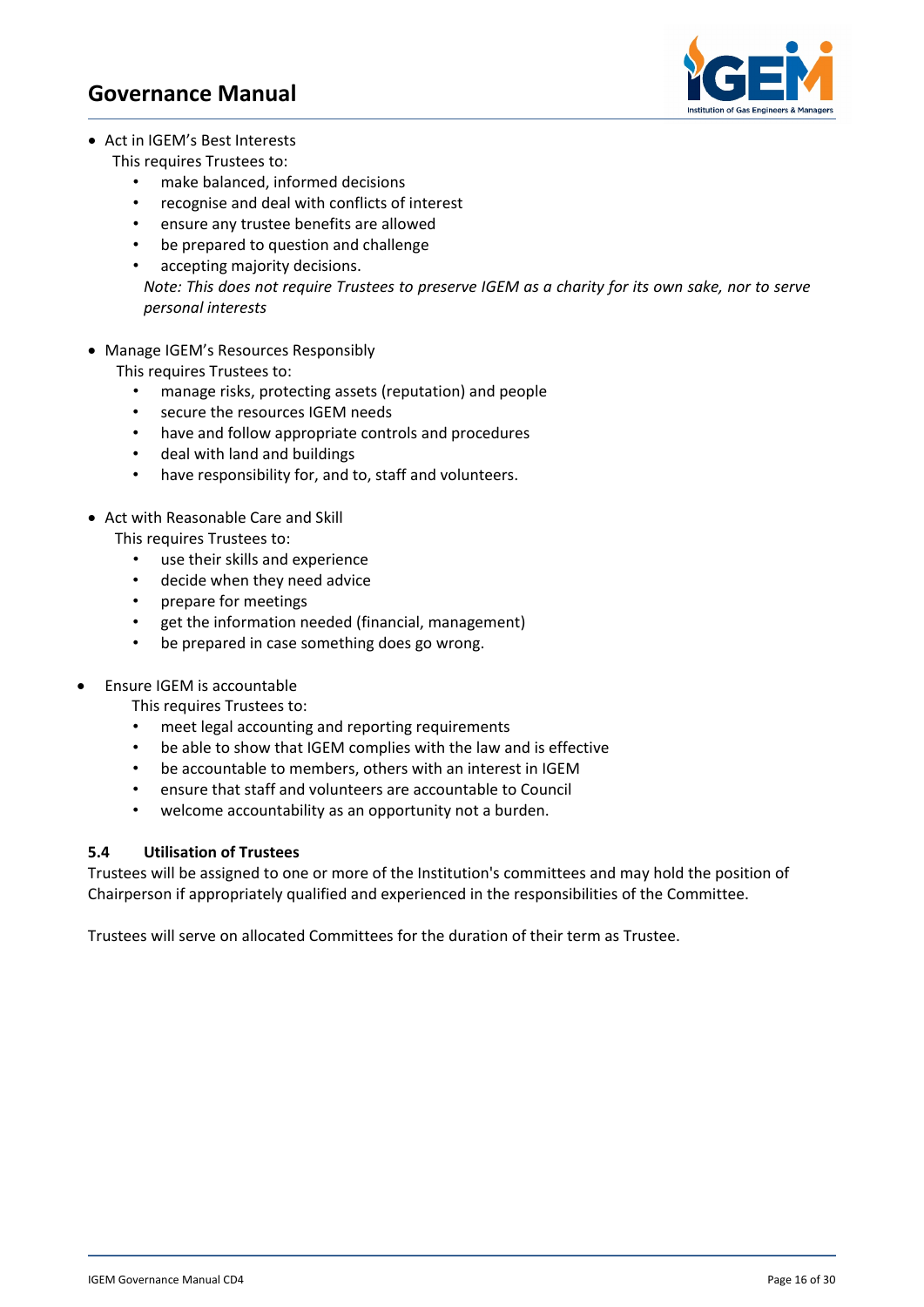- Act in IGEM's Best Interests

  This requires Trustees to:
  - make balanced, informed decisions
  - recognise and deal with conflicts of interest
  - ensure any trustee benefits are allowed
  - be prepared to question and challenge
  - accepting majority decisions.

  *Note: This does not require Trustees to preserve IGEM as a charity for its own sake, nor to serve personal interests*

- Manage IGEM's Resources Responsibly

  This requires Trustees to:
  - manage risks, protecting assets (reputation) and people
  - secure the resources IGEM needs
  - have and follow appropriate controls and procedures
  - deal with land and buildings
  - have responsibility for, and to, staff and volunteers.

- Act with Reasonable Care and Skill

  This requires Trustees to:
  - use their skills and experience
  - decide when they need advice
  - prepare for meetings
  - get the information needed (financial, management)
  - be prepared in case something does go wrong.

- Ensure IGEM is accountable

  This requires Trustees to:
  - meet legal accounting and reporting requirements
  - be able to show that IGEM complies with the law and is effective
  - be accountable to members, others with an interest in IGEM
  - ensure that staff and volunteers are accountable to Council
  - welcome accountability as an opportunity not a burden.

### 5.4 Utilisation of Trustees

Trustees will be assigned to one or more of the Institution's committees and may hold the position of Chairperson if appropriately qualified and experienced in the responsibilities of the Committee.

Trustees will serve on allocated Committees for the duration of their term as Trustee.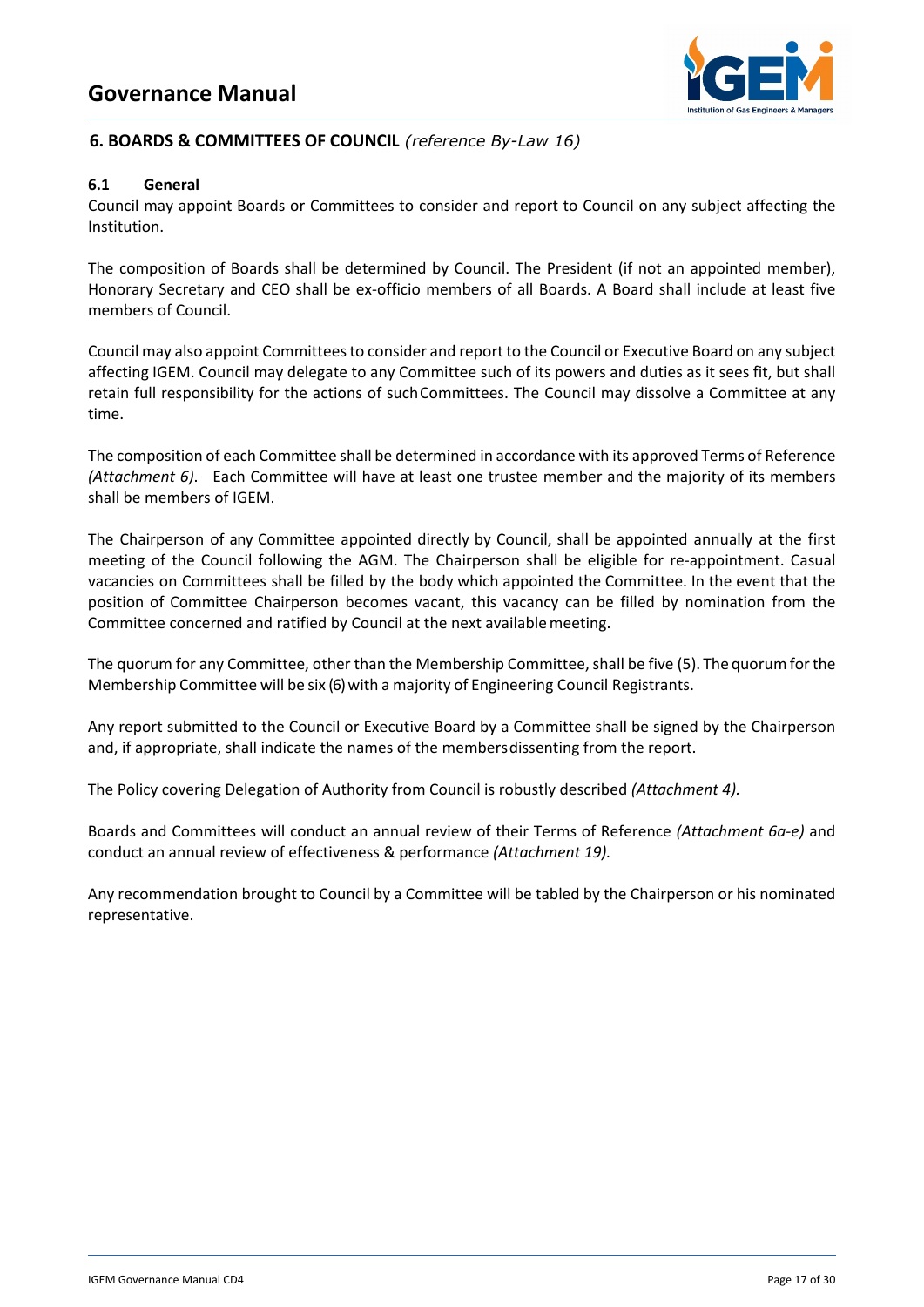## 6. BOARDS & COMMITTEES OF COUNCIL *(reference By-Law 16)*

### 6.1 General

Council may appoint Boards or Committees to consider and report to Council on any subject affecting the Institution.

The composition of Boards shall be determined by Council. The President (if not an appointed member), Honorary Secretary and CEO shall be ex-officio members of all Boards. A Board shall include at least five members of Council.

Council may also appoint Committees to consider and report to the Council or Executive Board on any subject affecting IGEM. Council may delegate to any Committee such of its powers and duties as it sees fit, but shall retain full responsibility for the actions of such Committees. The Council may dissolve a Committee at any time.

The composition of each Committee shall be determined in accordance with its approved Terms of Reference *(Attachment 6)*. Each Committee will have at least one trustee member and the majority of its members shall be members of IGEM.

The Chairperson of any Committee appointed directly by Council, shall be appointed annually at the first meeting of the Council following the AGM. The Chairperson shall be eligible for re-appointment. Casual vacancies on Committees shall be filled by the body which appointed the Committee. In the event that the position of Committee Chairperson becomes vacant, this vacancy can be filled by nomination from the Committee concerned and ratified by Council at the next available meeting.

The quorum for any Committee, other than the Membership Committee, shall be five (5). The quorum for the Membership Committee will be six (6) with a majority of Engineering Council Registrants.

Any report submitted to the Council or Executive Board by a Committee shall be signed by the Chairperson and, if appropriate, shall indicate the names of the members dissenting from the report.

The Policy covering Delegation of Authority from Council is robustly described *(Attachment 4).*

Boards and Committees will conduct an annual review of their Terms of Reference *(Attachment 6a-e)* and conduct an annual review of effectiveness & performance *(Attachment 19).*

Any recommendation brought to Council by a Committee will be tabled by the Chairperson or his nominated representative.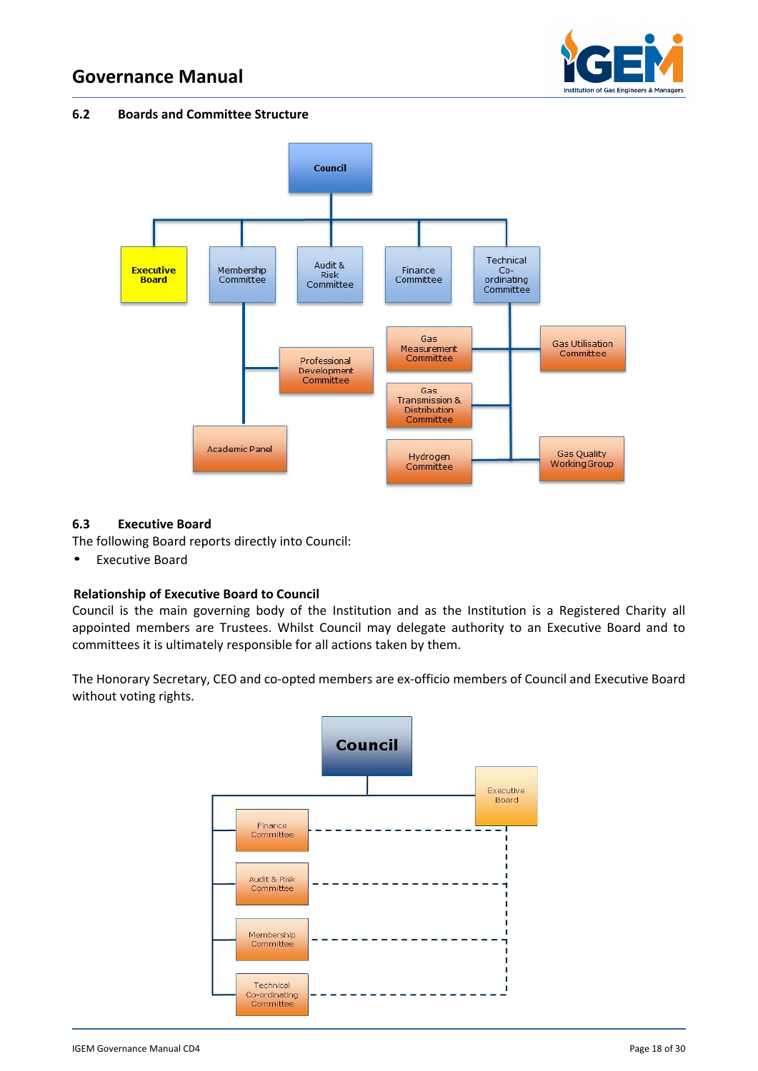## 6.2 Boards and Committee Structure

Council

Executive Board | Membership Committee | Audit & Risk Committee | Finance Committee | Technical Co-ordinating Committee

Professional Development Committee

Academic Panel

Gas Measurement Committee | Gas Utilisation Committee

Gas Transmission & Distribution Committee

Hydrogen Committee | Gas Quality Working Group

## 6.3 Executive Board

The following Board reports directly into Council:

- Executive Board

**Relationship of Executive Board to Council**

Council is the main governing body of the Institution and as the Institution is a Registered Charity all appointed members are Trustees. Whilst Council may delegate authority to an Executive Board and to committees it is ultimately responsible for all actions taken by them.

The Honorary Secretary, CEO and co-opted members are ex-officio members of Council and Executive Board without voting rights.

Council

Executive Board

Finance Committee

Audit & Risk Committee

Membership Committee

Technical Co-ordinating Committee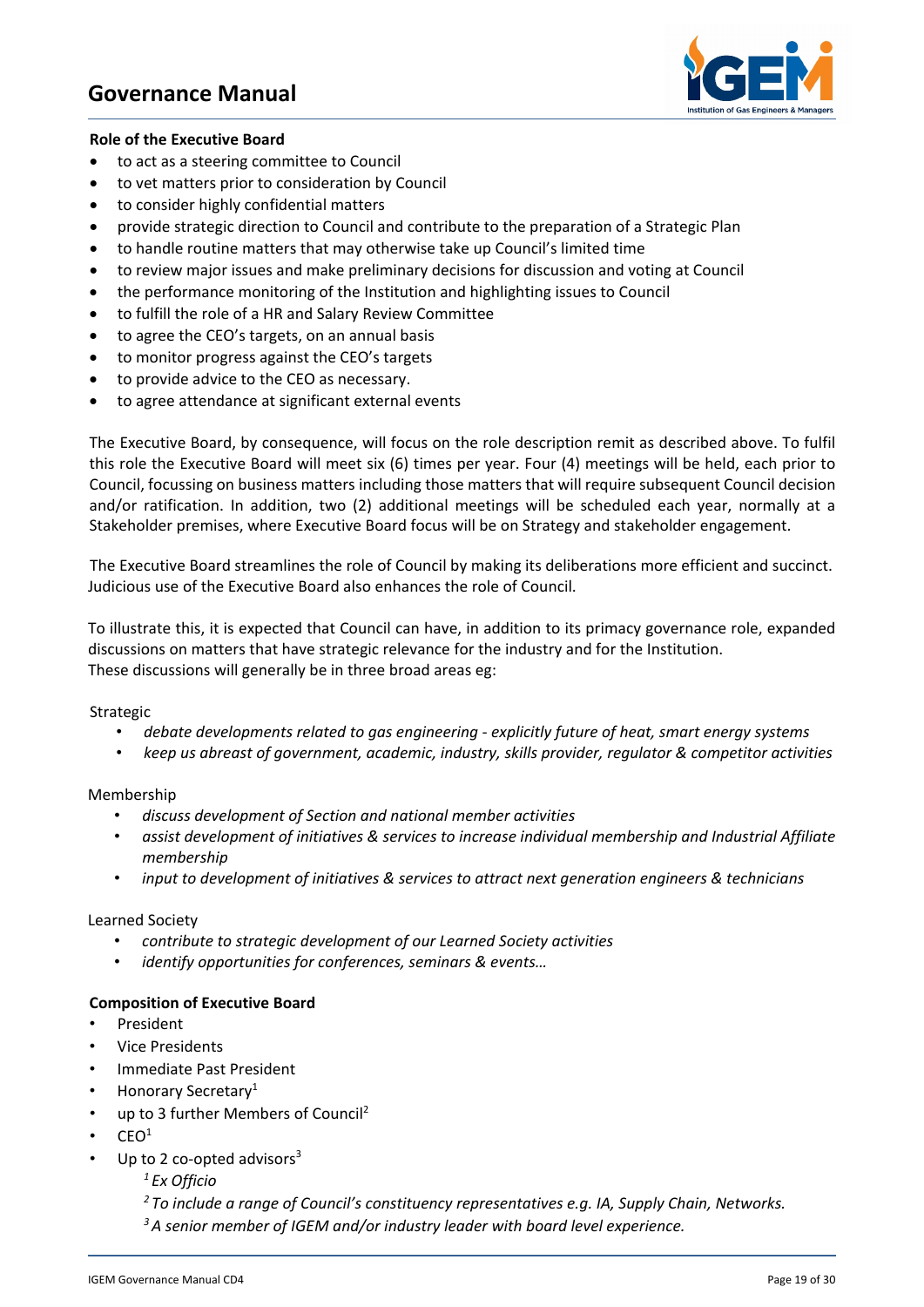**Role of the Executive Board**

- to act as a steering committee to Council
- to vet matters prior to consideration by Council
- to consider highly confidential matters
- provide strategic direction to Council and contribute to the preparation of a Strategic Plan
- to handle routine matters that may otherwise take up Council's limited time
- to review major issues and make preliminary decisions for discussion and voting at Council
- the performance monitoring of the Institution and highlighting issues to Council
- to fulfill the role of a HR and Salary Review Committee
- to agree the CEO's targets, on an annual basis
- to monitor progress against the CEO's targets
- to provide advice to the CEO as necessary.
- to agree attendance at significant external events

The Executive Board, by consequence, will focus on the role description remit as described above. To fulfil this role the Executive Board will meet six (6) times per year. Four (4) meetings will be held, each prior to Council, focussing on business matters including those matters that will require subsequent Council decision and/or ratification. In addition, two (2) additional meetings will be scheduled each year, normally at a Stakeholder premises, where Executive Board focus will be on Strategy and stakeholder engagement.

The Executive Board streamlines the role of Council by making its deliberations more efficient and succinct. Judicious use of the Executive Board also enhances the role of Council.

To illustrate this, it is expected that Council can have, in addition to its primacy governance role, expanded discussions on matters that have strategic relevance for the industry and for the Institution. These discussions will generally be in three broad areas eg:

Strategic

- *debate developments related to gas engineering - explicitly future of heat, smart energy systems*
- *keep us abreast of government, academic, industry, skills provider, regulator & competitor activities*

Membership

- *discuss development of Section and national member activities*
- *assist development of initiatives & services to increase individual membership and Industrial Affiliate membership*
- *input to development of initiatives & services to attract next generation engineers & technicians*

Learned Society

- *contribute to strategic development of our Learned Society activities*
- *identify opportunities for conferences, seminars & events…*

**Composition of Executive Board**

- President
- Vice Presidents
- Immediate Past President
- Honorary Secretary[1]
- up to 3 further Members of Council[2]
- CEO[1]
- Up to 2 co-opted advisors[3]

  [1] *Ex Officio*

  [2] *To include a range of Council's constituency representatives e.g. IA, Supply Chain, Networks.*

  [3] *A senior member of IGEM and/or industry leader with board level experience.*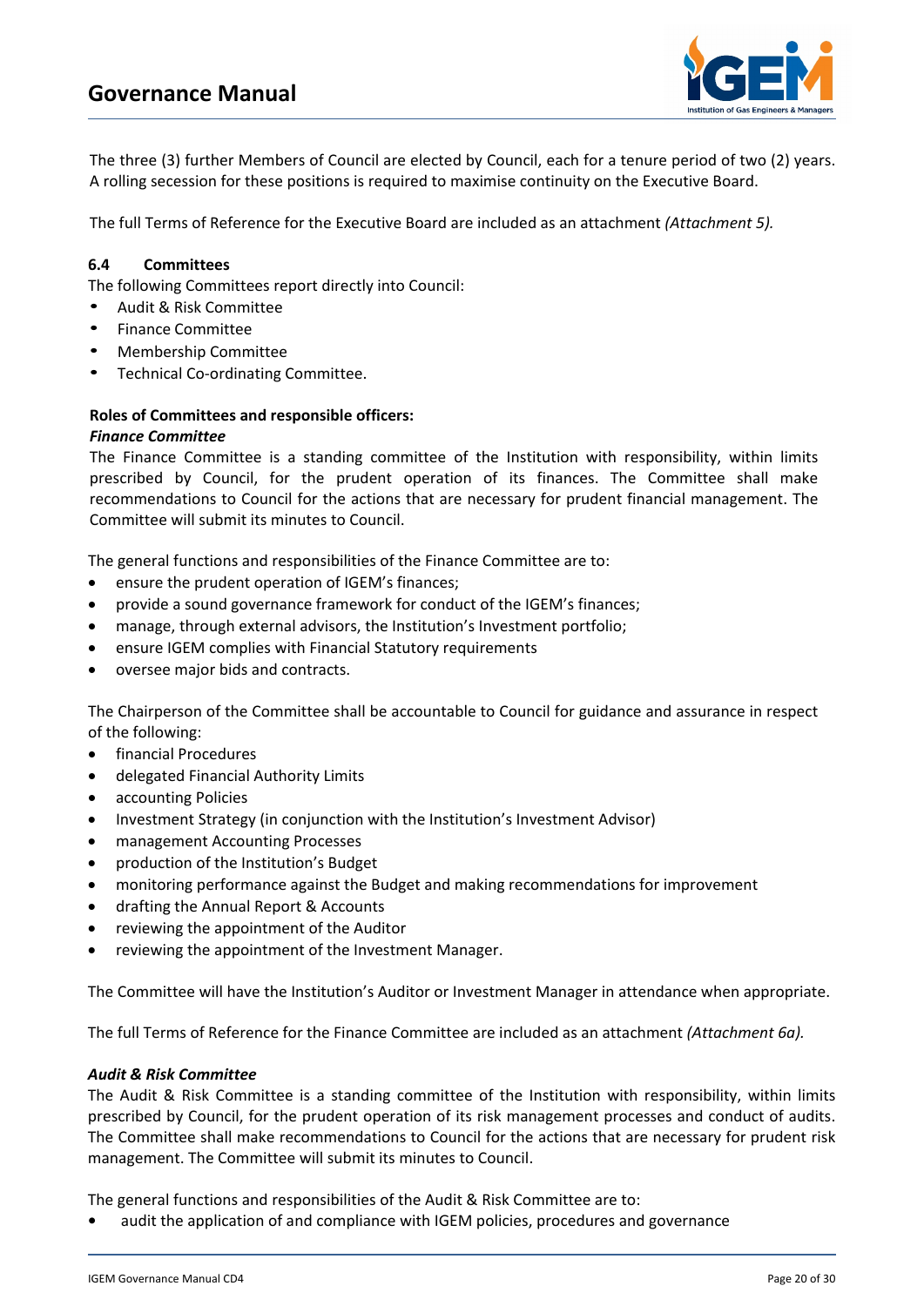The three (3) further Members of Council are elected by Council, each for a tenure period of two (2) years. A rolling secession for these positions is required to maximise continuity on the Executive Board.

The full Terms of Reference for the Executive Board are included as an attachment *(Attachment 5).*

### 6.4 Committees

The following Committees report directly into Council:

- Audit & Risk Committee
- Finance Committee
- Membership Committee
- Technical Co-ordinating Committee.

**Roles of Committees and responsible officers:**

***Finance Committee***

The Finance Committee is a standing committee of the Institution with responsibility, within limits prescribed by Council, for the prudent operation of its finances. The Committee shall make recommendations to Council for the actions that are necessary for prudent financial management. The Committee will submit its minutes to Council.

The general functions and responsibilities of the Finance Committee are to:

- ensure the prudent operation of IGEM's finances;
- provide a sound governance framework for conduct of the IGEM's finances;
- manage, through external advisors, the Institution's Investment portfolio;
- ensure IGEM complies with Financial Statutory requirements
- oversee major bids and contracts.

The Chairperson of the Committee shall be accountable to Council for guidance and assurance in respect of the following:

- financial Procedures
- delegated Financial Authority Limits
- accounting Policies
- Investment Strategy (in conjunction with the Institution's Investment Advisor)
- management Accounting Processes
- production of the Institution's Budget
- monitoring performance against the Budget and making recommendations for improvement
- drafting the Annual Report & Accounts
- reviewing the appointment of the Auditor
- reviewing the appointment of the Investment Manager.

The Committee will have the Institution's Auditor or Investment Manager in attendance when appropriate.

The full Terms of Reference for the Finance Committee are included as an attachment *(Attachment 6a).*

***Audit & Risk Committee***

The Audit & Risk Committee is a standing committee of the Institution with responsibility, within limits prescribed by Council, for the prudent operation of its risk management processes and conduct of audits. The Committee shall make recommendations to Council for the actions that are necessary for prudent risk management. The Committee will submit its minutes to Council.

The general functions and responsibilities of the Audit & Risk Committee are to:

- audit the application of and compliance with IGEM policies, procedures and governance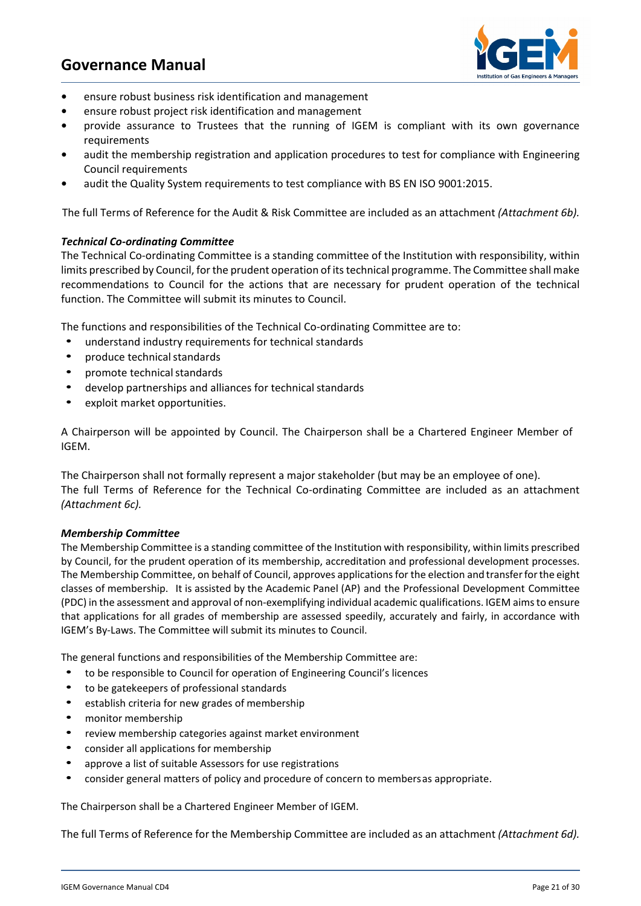- ensure robust business risk identification and management
- ensure robust project risk identification and management
- provide assurance to Trustees that the running of IGEM is compliant with its own governance requirements
- audit the membership registration and application procedures to test for compliance with Engineering Council requirements
- audit the Quality System requirements to test compliance with BS EN ISO 9001:2015.

The full Terms of Reference for the Audit & Risk Committee are included as an attachment *(Attachment 6b).*

***Technical Co-ordinating Committee***

The Technical Co-ordinating Committee is a standing committee of the Institution with responsibility, within limits prescribed by Council, for the prudent operation of its technical programme. The Committee shall make recommendations to Council for the actions that are necessary for prudent operation of the technical function. The Committee will submit its minutes to Council.

The functions and responsibilities of the Technical Co-ordinating Committee are to:

- understand industry requirements for technical standards
- produce technical standards
- promote technical standards
- develop partnerships and alliances for technical standards
- exploit market opportunities.

A Chairperson will be appointed by Council. The Chairperson shall be a Chartered Engineer Member of IGEM.

The Chairperson shall not formally represent a major stakeholder (but may be an employee of one).
The full Terms of Reference for the Technical Co-ordinating Committee are included as an attachment *(Attachment 6c).*

***Membership Committee***

The Membership Committee is a standing committee of the Institution with responsibility, within limits prescribed by Council, for the prudent operation of its membership, accreditation and professional development processes. The Membership Committee, on behalf of Council, approves applications for the election and transfer for the eight classes of membership. It is assisted by the Academic Panel (AP) and the Professional Development Committee (PDC) in the assessment and approval of non-exemplifying individual academic qualifications. IGEM aims to ensure that applications for all grades of membership are assessed speedily, accurately and fairly, in accordance with IGEM's By-Laws. The Committee will submit its minutes to Council.

The general functions and responsibilities of the Membership Committee are:

- to be responsible to Council for operation of Engineering Council's licences
- to be gatekeepers of professional standards
- establish criteria for new grades of membership
- monitor membership
- review membership categories against market environment
- consider all applications for membership
- approve a list of suitable Assessors for use registrations
- consider general matters of policy and procedure of concern to members as appropriate.

The Chairperson shall be a Chartered Engineer Member of IGEM.

The full Terms of Reference for the Membership Committee are included as an attachment *(Attachment 6d).*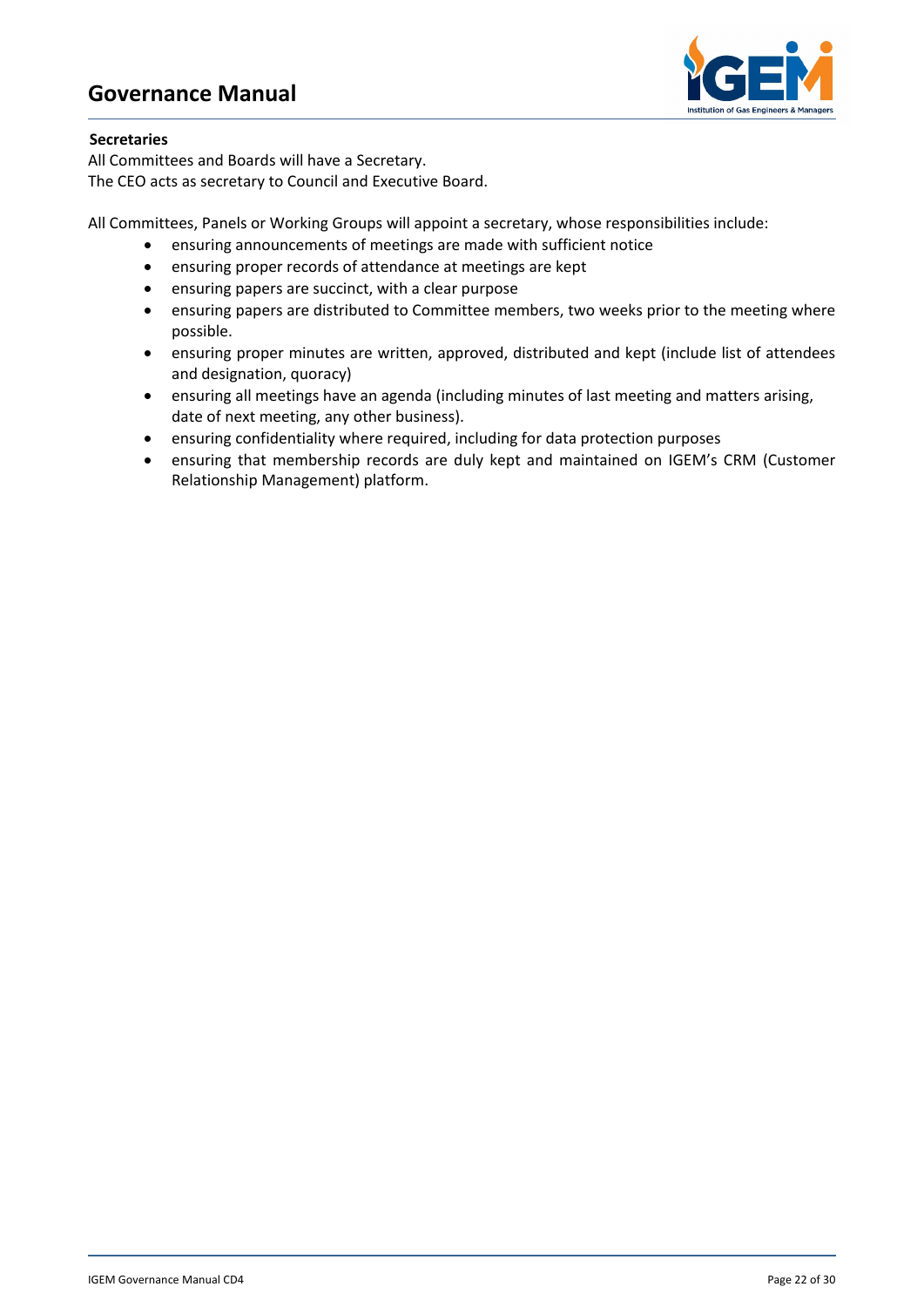**Secretaries**

All Committees and Boards will have a Secretary.
The CEO acts as secretary to Council and Executive Board.

All Committees, Panels or Working Groups will appoint a secretary, whose responsibilities include:

- ensuring announcements of meetings are made with sufficient notice
- ensuring proper records of attendance at meetings are kept
- ensuring papers are succinct, with a clear purpose
- ensuring papers are distributed to Committee members, two weeks prior to the meeting where possible.
- ensuring proper minutes are written, approved, distributed and kept (include list of attendees and designation, quoracy)
- ensuring all meetings have an agenda (including minutes of last meeting and matters arising, date of next meeting, any other business).
- ensuring confidentiality where required, including for data protection purposes
- ensuring that membership records are duly kept and maintained on IGEM's CRM (Customer Relationship Management) platform.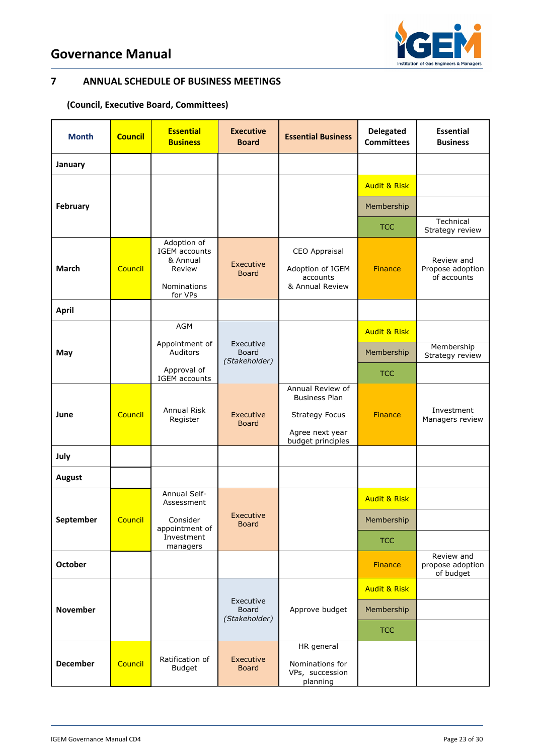## 7 ANNUAL SCHEDULE OF BUSINESS MEETINGS

### (Council, Executive Board, Committees)

| Month | Council | Essential Business | Executive Board | Essential Business | Delegated Committees | Essential Business |
|---|---|---|---|---|---|---|
| **January** | | | | | | |
| **February** | | | | | Audit & Risk | |
| | | | | | Membership | |
| | | | | | TCC | Technical Strategy review |
| **March** | Council | Adoption of IGEM accounts & Annual Review<br><br>Nominations for VPs | Executive Board | CEO Appraisal<br><br>Adoption of IGEM accounts & Annual Review | Finance | Review and Propose adoption of accounts |
| **April** | | | | | | |
| **May** | | AGM<br><br>Appointment of Auditors<br><br>Approval of IGEM accounts | Executive Board *(Stakeholder)* | | Audit & Risk | |
| | | | | | Membership | Membership Strategy review |
| | | | | | TCC | |
| **June** | Council | Annual Risk Register | Executive Board | Annual Review of Business Plan<br><br>Strategy Focus<br><br>Agree next year budget principles | Finance | Investment Managers review |
| **July** | | | | | | |
| **August** | | | | | | |
| **September** | Council | Annual Self-Assessment<br><br>Consider appointment of Investment managers | Executive Board | | Audit & Risk | |
| | | | | | Membership | |
| | | | | | TCC | |
| **October** | | | | | Finance | Review and propose adoption of budget |
| **November** | | | Executive Board *(Stakeholder)* | Approve budget | Audit & Risk | |
| | | | | | Membership | |
| | | | | | TCC | |
| **December** | Council | Ratification of Budget | Executive Board | HR general<br><br>Nominations for VPs, succession planning | | |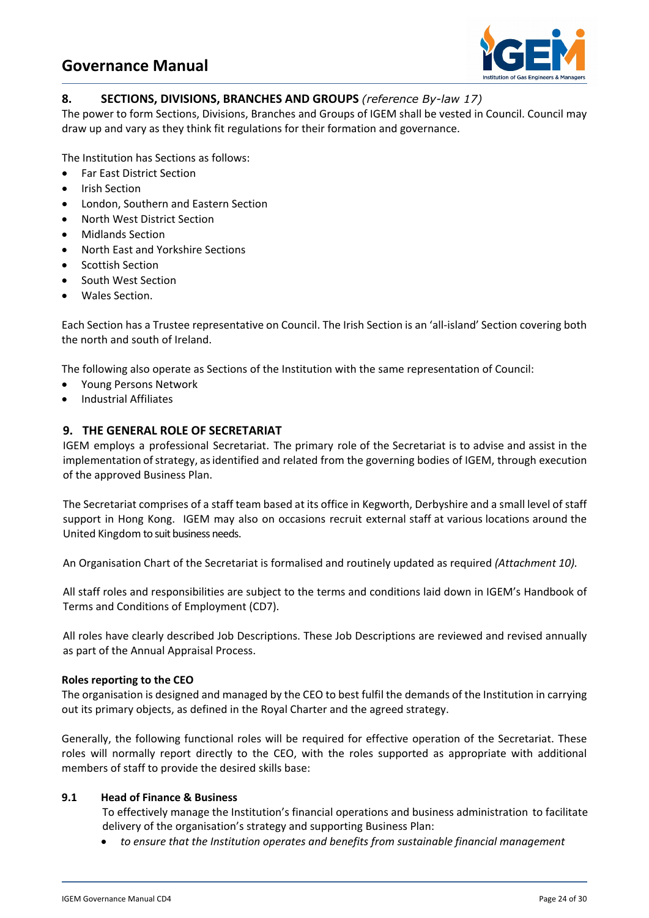## 8. SECTIONS, DIVISIONS, BRANCHES AND GROUPS *(reference By-law 17)*

The power to form Sections, Divisions, Branches and Groups of IGEM shall be vested in Council. Council may draw up and vary as they think fit regulations for their formation and governance.

The Institution has Sections as follows:

- Far East District Section
- Irish Section
- London, Southern and Eastern Section
- North West District Section
- Midlands Section
- North East and Yorkshire Sections
- Scottish Section
- South West Section
- Wales Section.

Each Section has a Trustee representative on Council. The Irish Section is an 'all-island' Section covering both the north and south of Ireland.

The following also operate as Sections of the Institution with the same representation of Council:

- Young Persons Network
- Industrial Affiliates

## 9. THE GENERAL ROLE OF SECRETARIAT

IGEM employs a professional Secretariat. The primary role of the Secretariat is to advise and assist in the implementation of strategy, as identified and related from the governing bodies of IGEM, through execution of the approved Business Plan.

The Secretariat comprises of a staff team based at its office in Kegworth, Derbyshire and a small level of staff support in Hong Kong. IGEM may also on occasions recruit external staff at various locations around the United Kingdom to suit business needs.

An Organisation Chart of the Secretariat is formalised and routinely updated as required *(Attachment 10).*

All staff roles and responsibilities are subject to the terms and conditions laid down in IGEM's Handbook of Terms and Conditions of Employment (CD7).

All roles have clearly described Job Descriptions. These Job Descriptions are reviewed and revised annually as part of the Annual Appraisal Process.

**Roles reporting to the CEO**

The organisation is designed and managed by the CEO to best fulfil the demands of the Institution in carrying out its primary objects, as defined in the Royal Charter and the agreed strategy.

Generally, the following functional roles will be required for effective operation of the Secretariat. These roles will normally report directly to the CEO, with the roles supported as appropriate with additional members of staff to provide the desired skills base:

### 9.1 Head of Finance & Business

To effectively manage the Institution's financial operations and business administration to facilitate delivery of the organisation's strategy and supporting Business Plan:

- *to ensure that the Institution operates and benefits from sustainable financial management*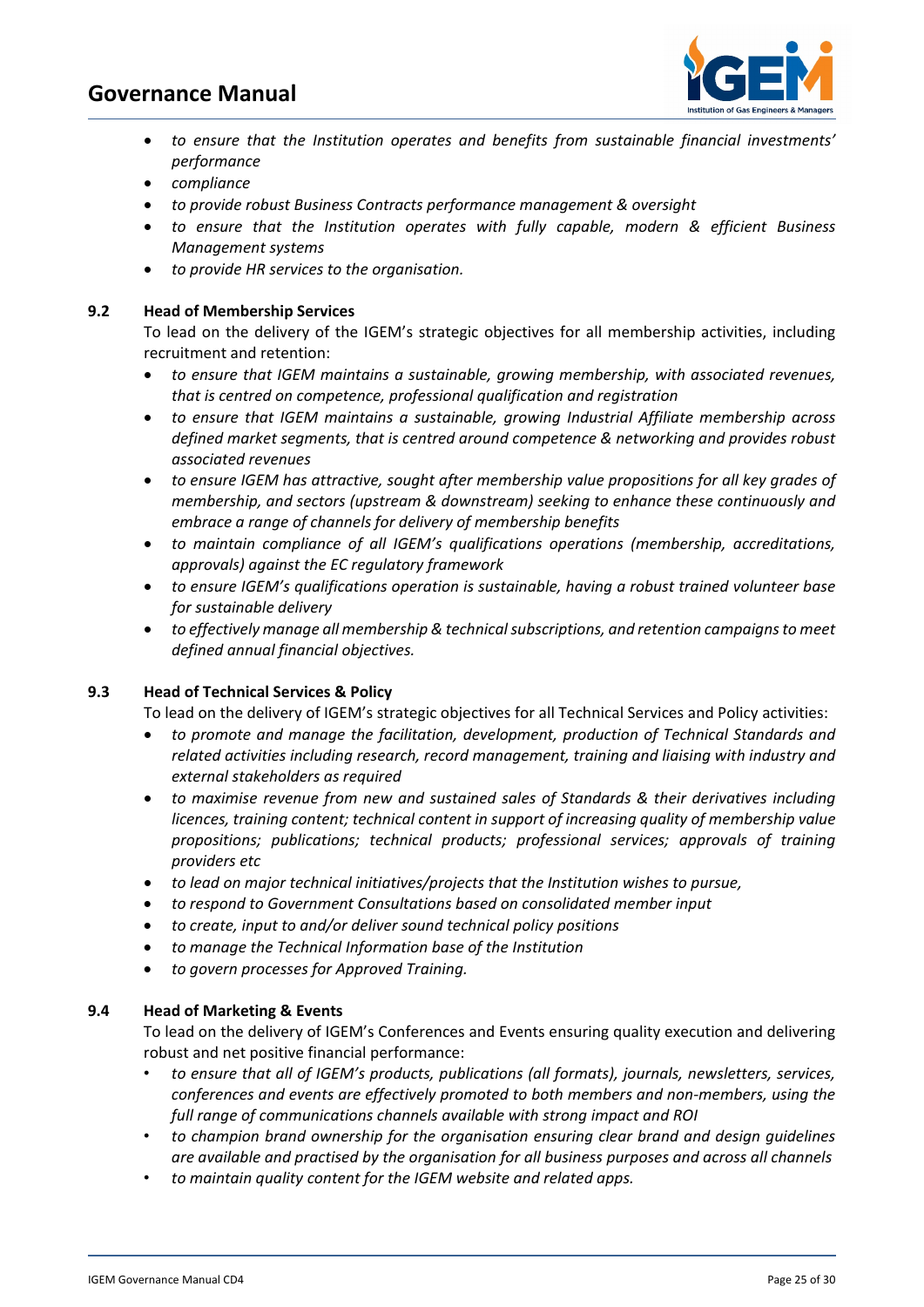- *to ensure that the Institution operates and benefits from sustainable financial investments' performance*
- *compliance*
- *to provide robust Business Contracts performance management & oversight*
- *to ensure that the Institution operates with fully capable, modern & efficient Business Management systems*
- *to provide HR services to the organisation.*

### 9.2 Head of Membership Services

To lead on the delivery of the IGEM's strategic objectives for all membership activities, including recruitment and retention:

- *to ensure that IGEM maintains a sustainable, growing membership, with associated revenues, that is centred on competence, professional qualification and registration*
- *to ensure that IGEM maintains a sustainable, growing Industrial Affiliate membership across defined market segments, that is centred around competence & networking and provides robust associated revenues*
- *to ensure IGEM has attractive, sought after membership value propositions for all key grades of membership, and sectors (upstream & downstream) seeking to enhance these continuously and embrace a range of channels for delivery of membership benefits*
- *to maintain compliance of all IGEM's qualifications operations (membership, accreditations, approvals) against the EC regulatory framework*
- *to ensure IGEM's qualifications operation is sustainable, having a robust trained volunteer base for sustainable delivery*
- *to effectively manage all membership & technical subscriptions, and retention campaigns to meet defined annual financial objectives.*

### 9.3 Head of Technical Services & Policy

To lead on the delivery of IGEM's strategic objectives for all Technical Services and Policy activities:

- *to promote and manage the facilitation, development, production of Technical Standards and related activities including research, record management, training and liaising with industry and external stakeholders as required*
- *to maximise revenue from new and sustained sales of Standards & their derivatives including licences, training content; technical content in support of increasing quality of membership value propositions; publications; technical products; professional services; approvals of training providers etc*
- *to lead on major technical initiatives/projects that the Institution wishes to pursue,*
- *to respond to Government Consultations based on consolidated member input*
- *to create, input to and/or deliver sound technical policy positions*
- *to manage the Technical Information base of the Institution*
- *to govern processes for Approved Training.*

### 9.4 Head of Marketing & Events

To lead on the delivery of IGEM's Conferences and Events ensuring quality execution and delivering robust and net positive financial performance:

- *to ensure that all of IGEM's products, publications (all formats), journals, newsletters, services, conferences and events are effectively promoted to both members and non-members, using the full range of communications channels available with strong impact and ROI*
- *to champion brand ownership for the organisation ensuring clear brand and design guidelines are available and practised by the organisation for all business purposes and across all channels*
- *to maintain quality content for the IGEM website and related apps.*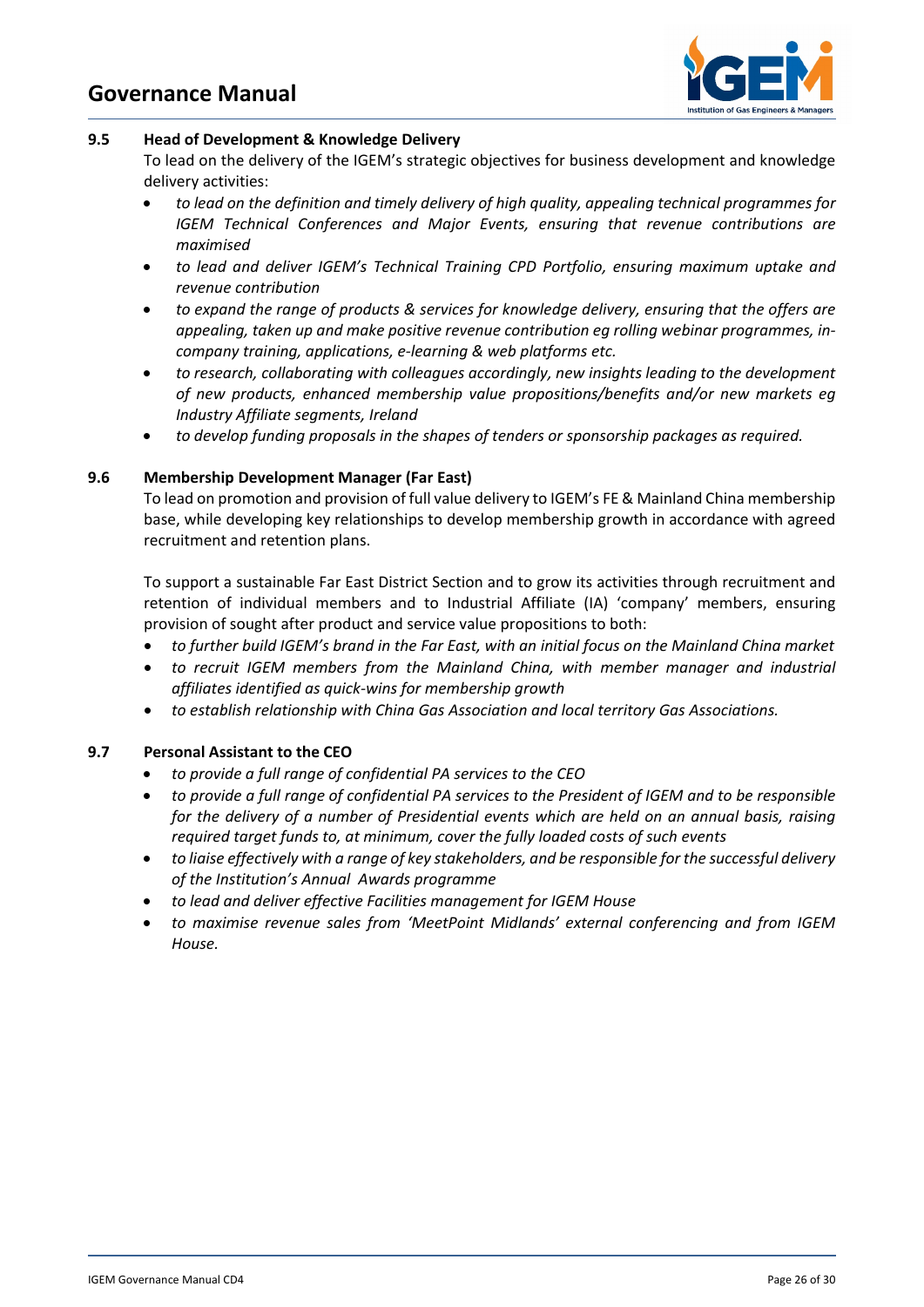### 9.5 Head of Development & Knowledge Delivery

To lead on the delivery of the IGEM's strategic objectives for business development and knowledge delivery activities:

- *to lead on the definition and timely delivery of high quality, appealing technical programmes for IGEM Technical Conferences and Major Events, ensuring that revenue contributions are maximised*
- *to lead and deliver IGEM's Technical Training CPD Portfolio, ensuring maximum uptake and revenue contribution*
- *to expand the range of products & services for knowledge delivery, ensuring that the offers are appealing, taken up and make positive revenue contribution eg rolling webinar programmes, in-company training, applications, e-learning & web platforms etc.*
- *to research, collaborating with colleagues accordingly, new insights leading to the development of new products, enhanced membership value propositions/benefits and/or new markets eg Industry Affiliate segments, Ireland*
- *to develop funding proposals in the shapes of tenders or sponsorship packages as required.*

### 9.6 Membership Development Manager (Far East)

To lead on promotion and provision of full value delivery to IGEM's FE & Mainland China membership base, while developing key relationships to develop membership growth in accordance with agreed recruitment and retention plans.

To support a sustainable Far East District Section and to grow its activities through recruitment and retention of individual members and to Industrial Affiliate (IA) 'company' members, ensuring provision of sought after product and service value propositions to both:

- *to further build IGEM's brand in the Far East, with an initial focus on the Mainland China market*
- *to recruit IGEM members from the Mainland China, with member manager and industrial affiliates identified as quick-wins for membership growth*
- *to establish relationship with China Gas Association and local territory Gas Associations.*

### 9.7 Personal Assistant to the CEO

- *to provide a full range of confidential PA services to the CEO*
- *to provide a full range of confidential PA services to the President of IGEM and to be responsible for the delivery of a number of Presidential events which are held on an annual basis, raising required target funds to, at minimum, cover the fully loaded costs of such events*
- *to liaise effectively with a range of key stakeholders, and be responsible for the successful delivery of the Institution's Annual Awards programme*
- *to lead and deliver effective Facilities management for IGEM House*
- *to maximise revenue sales from 'MeetPoint Midlands' external conferencing and from IGEM House.*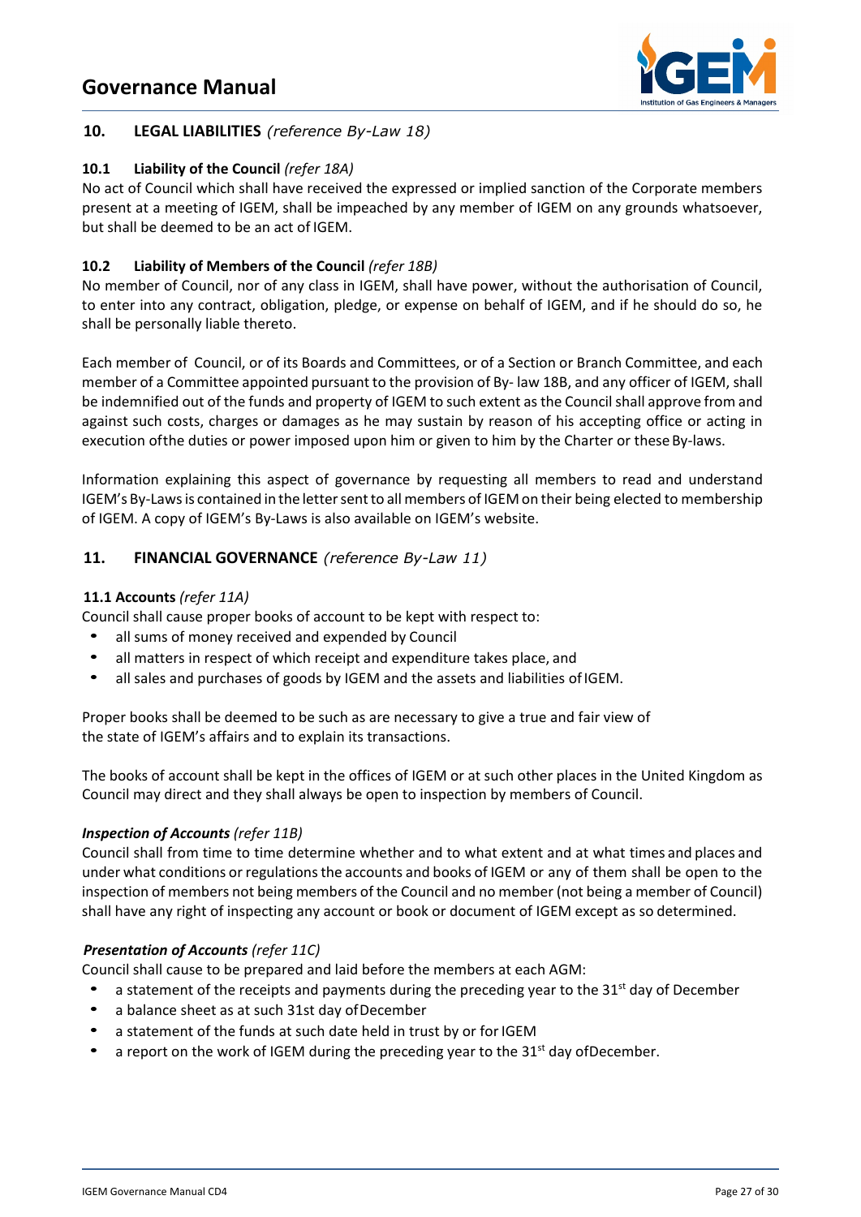## 10. LEGAL LIABILITIES *(reference By-Law 18)*

### 10.1 Liability of the Council *(refer 18A)*

No act of Council which shall have received the expressed or implied sanction of the Corporate members present at a meeting of IGEM, shall be impeached by any member of IGEM on any grounds whatsoever, but shall be deemed to be an act of IGEM.

### 10.2 Liability of Members of the Council *(refer 18B)*

No member of Council, nor of any class in IGEM, shall have power, without the authorisation of Council, to enter into any contract, obligation, pledge, or expense on behalf of IGEM, and if he should do so, he shall be personally liable thereto.

Each member of Council, or of its Boards and Committees, or of a Section or Branch Committee, and each member of a Committee appointed pursuant to the provision of By- law 18B, and any officer of IGEM, shall be indemnified out of the funds and property of IGEM to such extent as the Council shall approve from and against such costs, charges or damages as he may sustain by reason of his accepting office or acting in execution ofthe duties or power imposed upon him or given to him by the Charter or these By-laws.

Information explaining this aspect of governance by requesting all members to read and understand IGEM's By-Laws is contained in the letter sent to all members of IGEM on their being elected to membership of IGEM. A copy of IGEM's By-Laws is also available on IGEM's website.

## 11. FINANCIAL GOVERNANCE *(reference By-Law 11)*

### 11.1 Accounts *(refer 11A)*

Council shall cause proper books of account to be kept with respect to:

- all sums of money received and expended by Council
- all matters in respect of which receipt and expenditure takes place, and
- all sales and purchases of goods by IGEM and the assets and liabilities of IGEM.

Proper books shall be deemed to be such as are necessary to give a true and fair view of the state of IGEM's affairs and to explain its transactions.

The books of account shall be kept in the offices of IGEM or at such other places in the United Kingdom as Council may direct and they shall always be open to inspection by members of Council.

***Inspection of Accounts*** *(refer 11B)*

Council shall from time to time determine whether and to what extent and at what times and places and under what conditions or regulations the accounts and books of IGEM or any of them shall be open to the inspection of members not being members of the Council and no member (not being a member of Council) shall have any right of inspecting any account or book or document of IGEM except as so determined.

***Presentation of Accounts*** *(refer 11C)*

Council shall cause to be prepared and laid before the members at each AGM:

- a statement of the receipts and payments during the preceding year to the 31st day of December
- a balance sheet as at such 31st day of December
- a statement of the funds at such date held in trust by or for IGEM
- a report on the work of IGEM during the preceding year to the 31st day of December.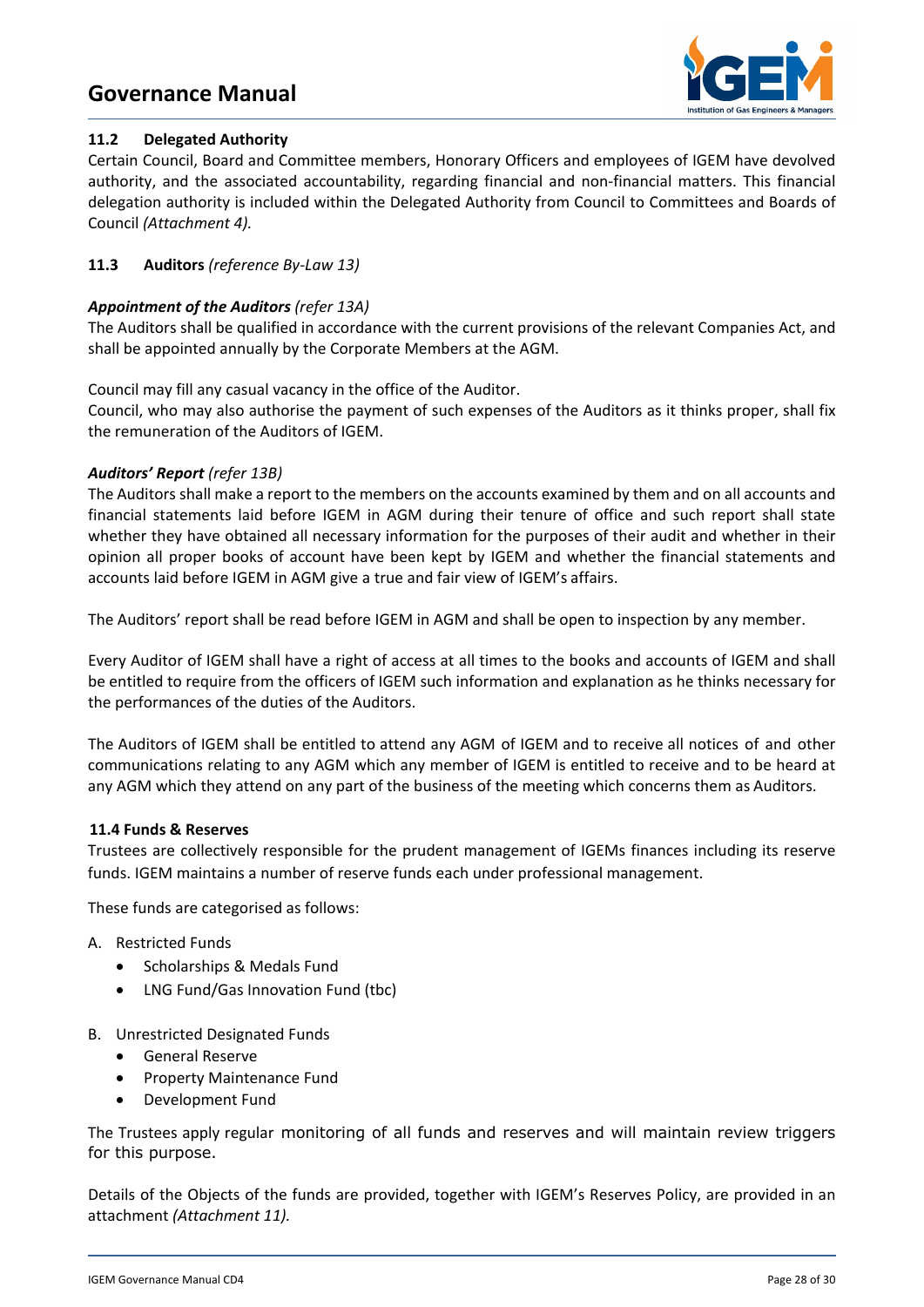### 11.2 Delegated Authority

Certain Council, Board and Committee members, Honorary Officers and employees of IGEM have devolved authority, and the associated accountability, regarding financial and non-financial matters. This financial delegation authority is included within the Delegated Authority from Council to Committees and Boards of Council *(Attachment 4).*

### 11.3 Auditors *(reference By-Law 13)*

***Appointment of the Auditors*** *(refer 13A)*

The Auditors shall be qualified in accordance with the current provisions of the relevant Companies Act, and shall be appointed annually by the Corporate Members at the AGM.

Council may fill any casual vacancy in the office of the Auditor.
Council, who may also authorise the payment of such expenses of the Auditors as it thinks proper, shall fix the remuneration of the Auditors of IGEM.

***Auditors' Report*** *(refer 13B)*

The Auditors shall make a report to the members on the accounts examined by them and on all accounts and financial statements laid before IGEM in AGM during their tenure of office and such report shall state whether they have obtained all necessary information for the purposes of their audit and whether in their opinion all proper books of account have been kept by IGEM and whether the financial statements and accounts laid before IGEM in AGM give a true and fair view of IGEM's affairs.

The Auditors' report shall be read before IGEM in AGM and shall be open to inspection by any member.

Every Auditor of IGEM shall have a right of access at all times to the books and accounts of IGEM and shall be entitled to require from the officers of IGEM such information and explanation as he thinks necessary for the performances of the duties of the Auditors.

The Auditors of IGEM shall be entitled to attend any AGM of IGEM and to receive all notices of and other communications relating to any AGM which any member of IGEM is entitled to receive and to be heard at any AGM which they attend on any part of the business of the meeting which concerns them as Auditors.

### 11.4 Funds & Reserves

Trustees are collectively responsible for the prudent management of IGEMs finances including its reserve funds. IGEM maintains a number of reserve funds each under professional management.

These funds are categorised as follows:

A. Restricted Funds
   - Scholarships & Medals Fund
   - LNG Fund/Gas Innovation Fund (tbc)

B. Unrestricted Designated Funds
   - General Reserve
   - Property Maintenance Fund
   - Development Fund

The Trustees apply regular monitoring of all funds and reserves and will maintain review triggers for this purpose.

Details of the Objects of the funds are provided, together with IGEM's Reserves Policy, are provided in an attachment *(Attachment 11).*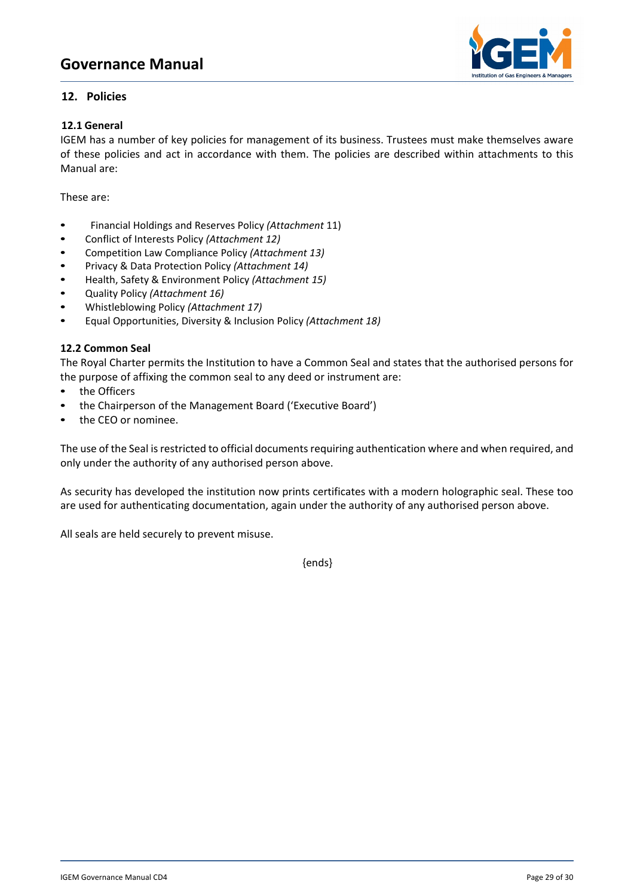## 12. Policies

### 12.1 General

IGEM has a number of key policies for management of its business. Trustees must make themselves aware of these policies and act in accordance with them. The policies are described within attachments to this Manual are:

These are:

- Financial Holdings and Reserves Policy *(Attachment* 11)
- Conflict of Interests Policy *(Attachment 12)*
- Competition Law Compliance Policy *(Attachment 13)*
- Privacy & Data Protection Policy *(Attachment 14)*
- Health, Safety & Environment Policy *(Attachment 15)*
- Quality Policy *(Attachment 16)*
- Whistleblowing Policy *(Attachment 17)*
- Equal Opportunities, Diversity & Inclusion Policy *(Attachment 18)*

### 12.2 Common Seal

The Royal Charter permits the Institution to have a Common Seal and states that the authorised persons for the purpose of affixing the common seal to any deed or instrument are:

- the Officers
- the Chairperson of the Management Board ('Executive Board')
- the CEO or nominee.

The use of the Seal is restricted to official documents requiring authentication where and when required, and only under the authority of any authorised person above.

As security has developed the institution now prints certificates with a modern holographic seal. These too are used for authenticating documentation, again under the authority of any authorised person above.

All seals are held securely to prevent misuse.

{ends}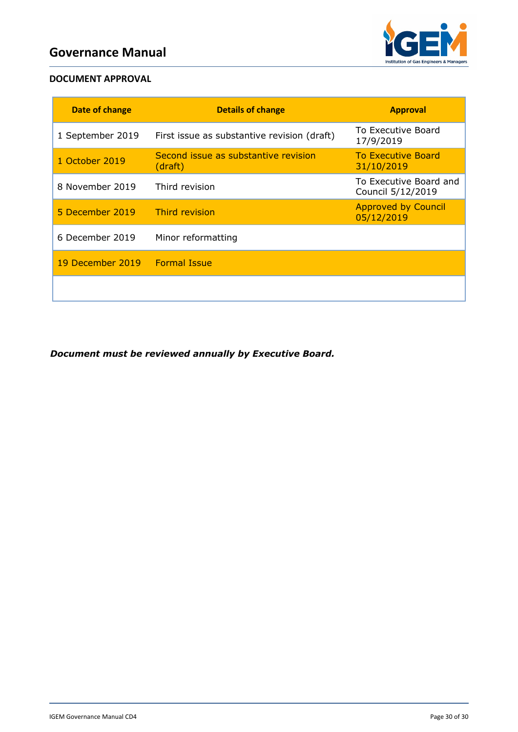## DOCUMENT APPROVAL

| Date of change | Details of change | Approval |
|---|---|---|
| 1 September 2019 | First issue as substantive revision (draft) | To Executive Board 17/9/2019 |
| 1 October 2019 | Second issue as substantive revision (draft) | To Executive Board 31/10/2019 |
| 8 November 2019 | Third revision | To Executive Board and Council 5/12/2019 |
| 5 December 2019 | Third revision | Approved by Council 05/12/2019 |
| 6 December 2019 | Minor reformatting | |
| 19 December 2019 | Formal Issue | |
| | | |

***Document must be reviewed annually by Executive Board.***